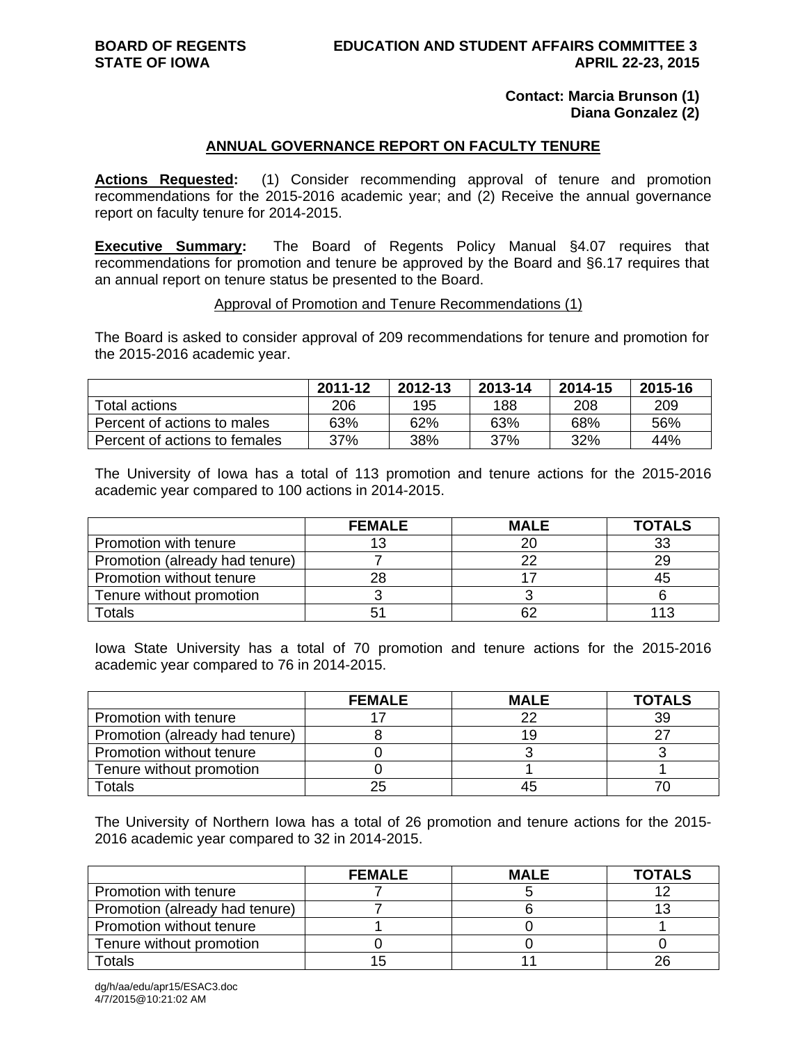**BOARD OF REGENTS**
**STATE OF IOWA**

**EDUCATION AND STUDENT AFFAIRS COMMITTEE 3**
**APRIL 22-23, 2015**

**Contact: Marcia Brunson (1)**
**Diana Gonzalez (2)**

## ANNUAL GOVERNANCE REPORT ON FACULTY TENURE

**Actions Requested:** (1) Consider recommending approval of tenure and promotion recommendations for the 2015-2016 academic year; and (2) Receive the annual governance report on faculty tenure for 2014-2015.

**Executive Summary:** The Board of Regents Policy Manual §4.07 requires that recommendations for promotion and tenure be approved by the Board and §6.17 requires that an annual report on tenure status be presented to the Board.

### Approval of Promotion and Tenure Recommendations (1)

The Board is asked to consider approval of 209 recommendations for tenure and promotion for the 2015-2016 academic year.

| | 2011-12 | 2012-13 | 2013-14 | 2014-15 | 2015-16 |
|---|---|---|---|---|---|
| Total actions | 206 | 195 | 188 | 208 | 209 |
| Percent of actions to males | 63% | 62% | 63% | 68% | 56% |
| Percent of actions to females | 37% | 38% | 37% | 32% | 44% |

The University of Iowa has a total of 113 promotion and tenure actions for the 2015-2016 academic year compared to 100 actions in 2014-2015.

| | FEMALE | MALE | TOTALS |
|---|---|---|---|
| Promotion with tenure | 13 | 20 | 33 |
| Promotion (already had tenure) | 7 | 22 | 29 |
| Promotion without tenure | 28 | 17 | 45 |
| Tenure without promotion | 3 | 3 | 6 |
| Totals | 51 | 62 | 113 |

Iowa State University has a total of 70 promotion and tenure actions for the 2015-2016 academic year compared to 76 in 2014-2015.

| | FEMALE | MALE | TOTALS |
|---|---|---|---|
| Promotion with tenure | 17 | 22 | 39 |
| Promotion (already had tenure) | 8 | 19 | 27 |
| Promotion without tenure | 0 | 3 | 3 |
| Tenure without promotion | 0 | 1 | 1 |
| Totals | 25 | 45 | 70 |

The University of Northern Iowa has a total of 26 promotion and tenure actions for the 2015-2016 academic year compared to 32 in 2014-2015.

| | FEMALE | MALE | TOTALS |
|---|---|---|---|
| Promotion with tenure | 7 | 5 | 12 |
| Promotion (already had tenure) | 7 | 6 | 13 |
| Promotion without tenure | 1 | 0 | 1 |
| Tenure without promotion | 0 | 0 | 0 |
| Totals | 15 | 11 | 26 |

dg/h/aa/edu/apr15/ESAC3.doc
4/7/2015@10:21:02 AM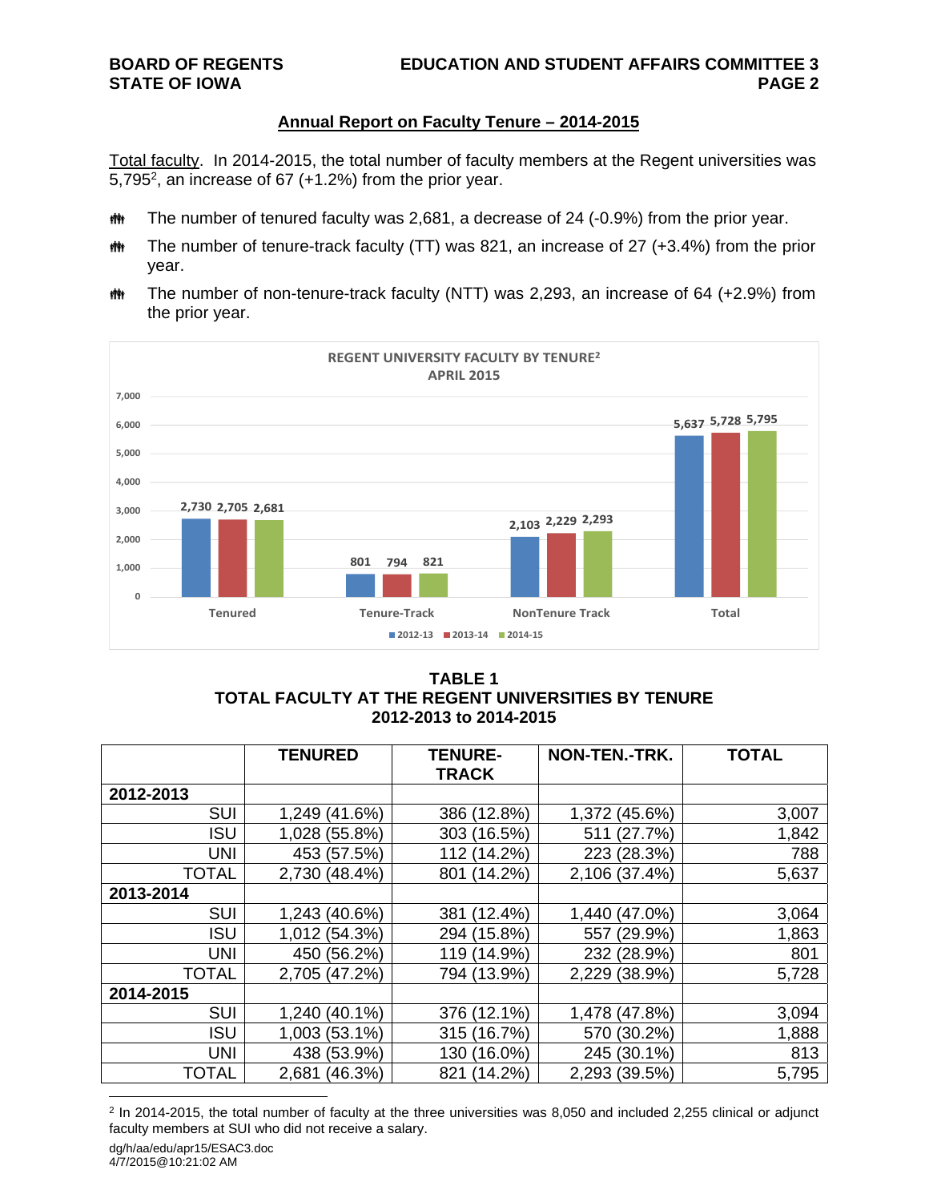## Annual Report on Faculty Tenure – 2014-2015

Total faculty. In 2014-2015, the total number of faculty members at the Regent universities was 5,795[2], an increase of 67 (+1.2%) from the prior year.

- The number of tenured faculty was 2,681, a decrease of 24 (-0.9%) from the prior year.
- The number of tenure-track faculty (TT) was 821, an increase of 27 (+3.4%) from the prior year.
- The number of non-tenure-track faculty (NTT) was 2,293, an increase of 64 (+2.9%) from the prior year.

REGENT UNIVERSITY FACULTY BY TENURE[2]
APRIL 2015

| | 2012-13 | 2013-14 | 2014-15 |
|---|---|---|---|
| Tenured | 2,730 | 2,705 | 2,681 |
| Tenure-Track | 801 | 794 | 821 |
| NonTenure Track | 2,103 | 2,229 | 2,293 |
| Total | 5,637 | 5,728 | 5,795 |

**TABLE 1**
**TOTAL FACULTY AT THE REGENT UNIVERSITIES BY TENURE**
**2012-2013 to 2014-2015**

| | TENURED | TENURE-TRACK | NON-TEN.-TRK. | TOTAL |
|---|---|---|---|---|
| **2012-2013** | | | | |
| SUI | 1,249 (41.6%) | 386 (12.8%) | 1,372 (45.6%) | 3,007 |
| ISU | 1,028 (55.8%) | 303 (16.5%) | 511 (27.7%) | 1,842 |
| UNI | 453 (57.5%) | 112 (14.2%) | 223 (28.3%) | 788 |
| TOTAL | 2,730 (48.4%) | 801 (14.2%) | 2,106 (37.4%) | 5,637 |
| **2013-2014** | | | | |
| SUI | 1,243 (40.6%) | 381 (12.4%) | 1,440 (47.0%) | 3,064 |
| ISU | 1,012 (54.3%) | 294 (15.8%) | 557 (29.9%) | 1,863 |
| UNI | 450 (56.2%) | 119 (14.9%) | 232 (28.9%) | 801 |
| TOTAL | 2,705 (47.2%) | 794 (13.9%) | 2,229 (38.9%) | 5,728 |
| **2014-2015** | | | | |
| SUI | 1,240 (40.1%) | 376 (12.1%) | 1,478 (47.8%) | 3,094 |
| ISU | 1,003 (53.1%) | 315 (16.7%) | 570 (30.2%) | 1,888 |
| UNI | 438 (53.9%) | 130 (16.0%) | 245 (30.1%) | 813 |
| TOTAL | 2,681 (46.3%) | 821 (14.2%) | 2,293 (39.5%) | 5,795 |

[2] In 2014-2015, the total number of faculty at the three universities was 8,050 and included 2,255 clinical or adjunct faculty members at SUI who did not receive a salary.

dg/h/aa/edu/apr15/ESAC3.doc
4/7/2015@10:21:02 AM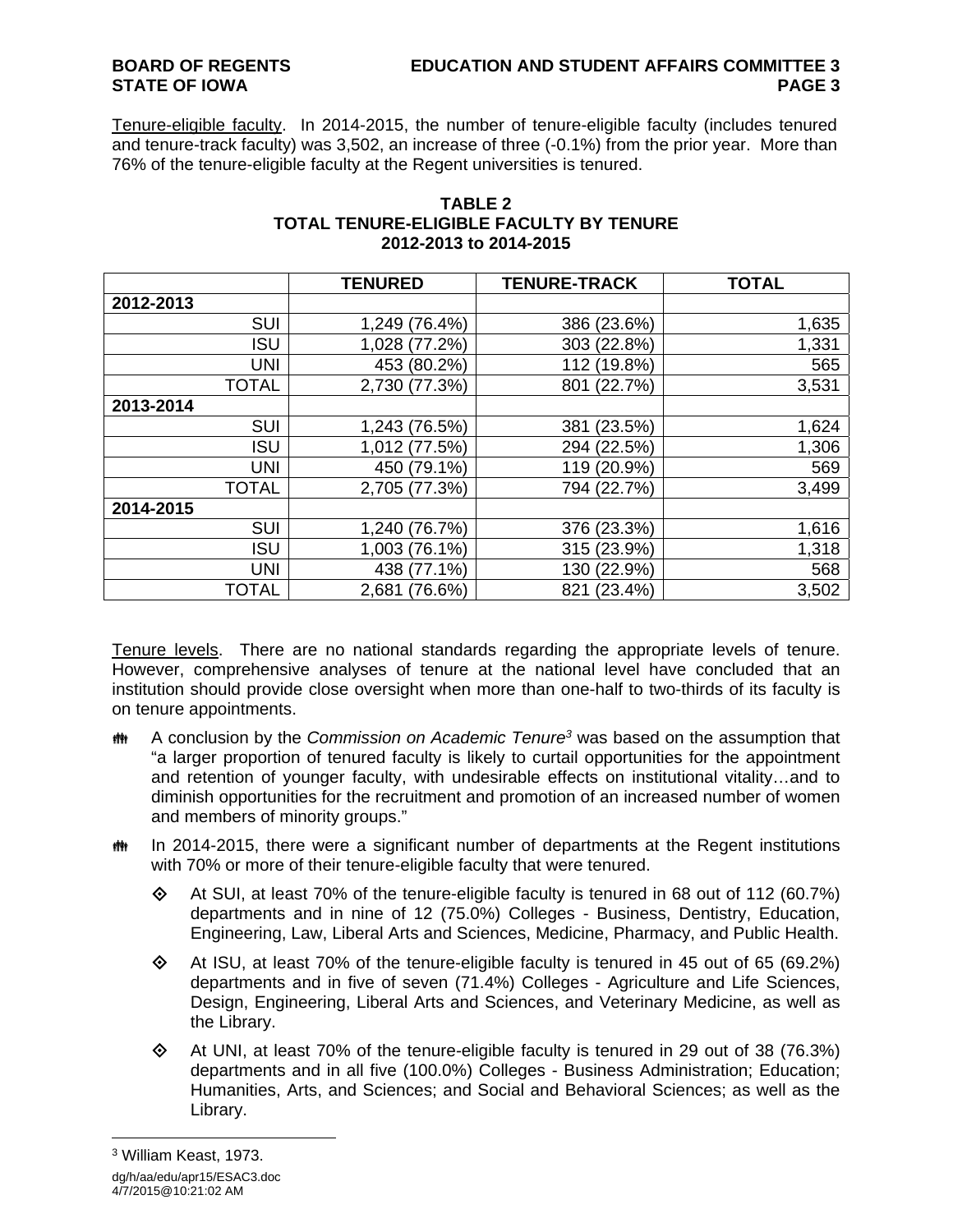Tenure-eligible faculty. In 2014-2015, the number of tenure-eligible faculty (includes tenured and tenure-track faculty) was 3,502, an increase of three (-0.1%) from the prior year. More than 76% of the tenure-eligible faculty at the Regent universities is tenured.

**TABLE 2**
**TOTAL TENURE-ELIGIBLE FACULTY BY TENURE**
**2012-2013 to 2014-2015**

| | TENURED | TENURE-TRACK | TOTAL |
|---|---|---|---|
| **2012-2013** | | | |
| SUI | 1,249 (76.4%) | 386 (23.6%) | 1,635 |
| ISU | 1,028 (77.2%) | 303 (22.8%) | 1,331 |
| UNI | 453 (80.2%) | 112 (19.8%) | 565 |
| TOTAL | 2,730 (77.3%) | 801 (22.7%) | 3,531 |
| **2013-2014** | | | |
| SUI | 1,243 (76.5%) | 381 (23.5%) | 1,624 |
| ISU | 1,012 (77.5%) | 294 (22.5%) | 1,306 |
| UNI | 450 (79.1%) | 119 (20.9%) | 569 |
| TOTAL | 2,705 (77.3%) | 794 (22.7%) | 3,499 |
| **2014-2015** | | | |
| SUI | 1,240 (76.7%) | 376 (23.3%) | 1,616 |
| ISU | 1,003 (76.1%) | 315 (23.9%) | 1,318 |
| UNI | 438 (77.1%) | 130 (22.9%) | 568 |
| TOTAL | 2,681 (76.6%) | 821 (23.4%) | 3,502 |

Tenure levels. There are no national standards regarding the appropriate levels of tenure. However, comprehensive analyses of tenure at the national level have concluded that an institution should provide close oversight when more than one-half to two-thirds of its faculty is on tenure appointments.

- A conclusion by the *Commission on Academic Tenure*[3] was based on the assumption that "a larger proportion of tenured faculty is likely to curtail opportunities for the appointment and retention of younger faculty, with undesirable effects on institutional vitality…and to diminish opportunities for the recruitment and promotion of an increased number of women and members of minority groups."
- In 2014-2015, there were a significant number of departments at the Regent institutions with 70% or more of their tenure-eligible faculty that were tenured.
  - At SUI, at least 70% of the tenure-eligible faculty is tenured in 68 out of 112 (60.7%) departments and in nine of 12 (75.0%) Colleges - Business, Dentistry, Education, Engineering, Law, Liberal Arts and Sciences, Medicine, Pharmacy, and Public Health.
  - At ISU, at least 70% of the tenure-eligible faculty is tenured in 45 out of 65 (69.2%) departments and in five of seven (71.4%) Colleges - Agriculture and Life Sciences, Design, Engineering, Liberal Arts and Sciences, and Veterinary Medicine, as well as the Library.
  - At UNI, at least 70% of the tenure-eligible faculty is tenured in 29 out of 38 (76.3%) departments and in all five (100.0%) Colleges - Business Administration; Education; Humanities, Arts, and Sciences; and Social and Behavioral Sciences; as well as the Library.

[3] William Keast, 1973.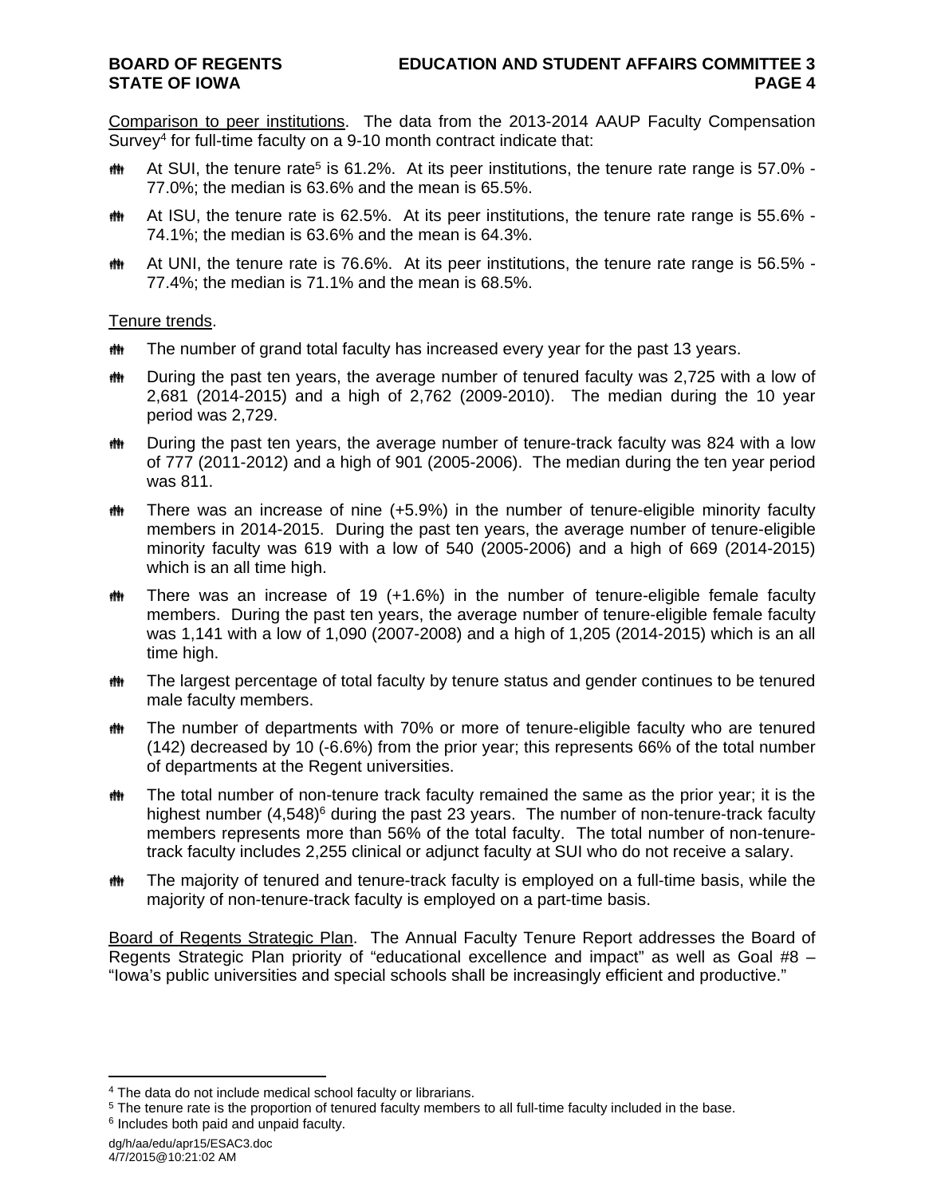Comparison to peer institutions. The data from the 2013-2014 AAUP Faculty Compensation Survey[4] for full-time faculty on a 9-10 month contract indicate that:

- At SUI, the tenure rate[5] is 61.2%. At its peer institutions, the tenure rate range is 57.0% - 77.0%; the median is 63.6% and the mean is 65.5%.
- At ISU, the tenure rate is 62.5%. At its peer institutions, the tenure rate range is 55.6% - 74.1%; the median is 63.6% and the mean is 64.3%.
- At UNI, the tenure rate is 76.6%. At its peer institutions, the tenure rate range is 56.5% - 77.4%; the median is 71.1% and the mean is 68.5%.

Tenure trends.

- The number of grand total faculty has increased every year for the past 13 years.
- During the past ten years, the average number of tenured faculty was 2,725 with a low of 2,681 (2014-2015) and a high of 2,762 (2009-2010). The median during the 10 year period was 2,729.
- During the past ten years, the average number of tenure-track faculty was 824 with a low of 777 (2011-2012) and a high of 901 (2005-2006). The median during the ten year period was 811.
- There was an increase of nine (+5.9%) in the number of tenure-eligible minority faculty members in 2014-2015. During the past ten years, the average number of tenure-eligible minority faculty was 619 with a low of 540 (2005-2006) and a high of 669 (2014-2015) which is an all time high.
- There was an increase of 19 (+1.6%) in the number of tenure-eligible female faculty members. During the past ten years, the average number of tenure-eligible female faculty was 1,141 with a low of 1,090 (2007-2008) and a high of 1,205 (2014-2015) which is an all time high.
- The largest percentage of total faculty by tenure status and gender continues to be tenured male faculty members.
- The number of departments with 70% or more of tenure-eligible faculty who are tenured (142) decreased by 10 (-6.6%) from the prior year; this represents 66% of the total number of departments at the Regent universities.
- The total number of non-tenure track faculty remained the same as the prior year; it is the highest number (4,548)[6] during the past 23 years. The number of non-tenure-track faculty members represents more than 56% of the total faculty. The total number of non-tenure-track faculty includes 2,255 clinical or adjunct faculty at SUI who do not receive a salary.
- The majority of tenured and tenure-track faculty is employed on a full-time basis, while the majority of non-tenure-track faculty is employed on a part-time basis.

Board of Regents Strategic Plan. The Annual Faculty Tenure Report addresses the Board of Regents Strategic Plan priority of "educational excellence and impact" as well as Goal #8 – "Iowa's public universities and special schools shall be increasingly efficient and productive."

---

[4] The data do not include medical school faculty or librarians.

[5] The tenure rate is the proportion of tenured faculty members to all full-time faculty included in the base.

[6] Includes both paid and unpaid faculty.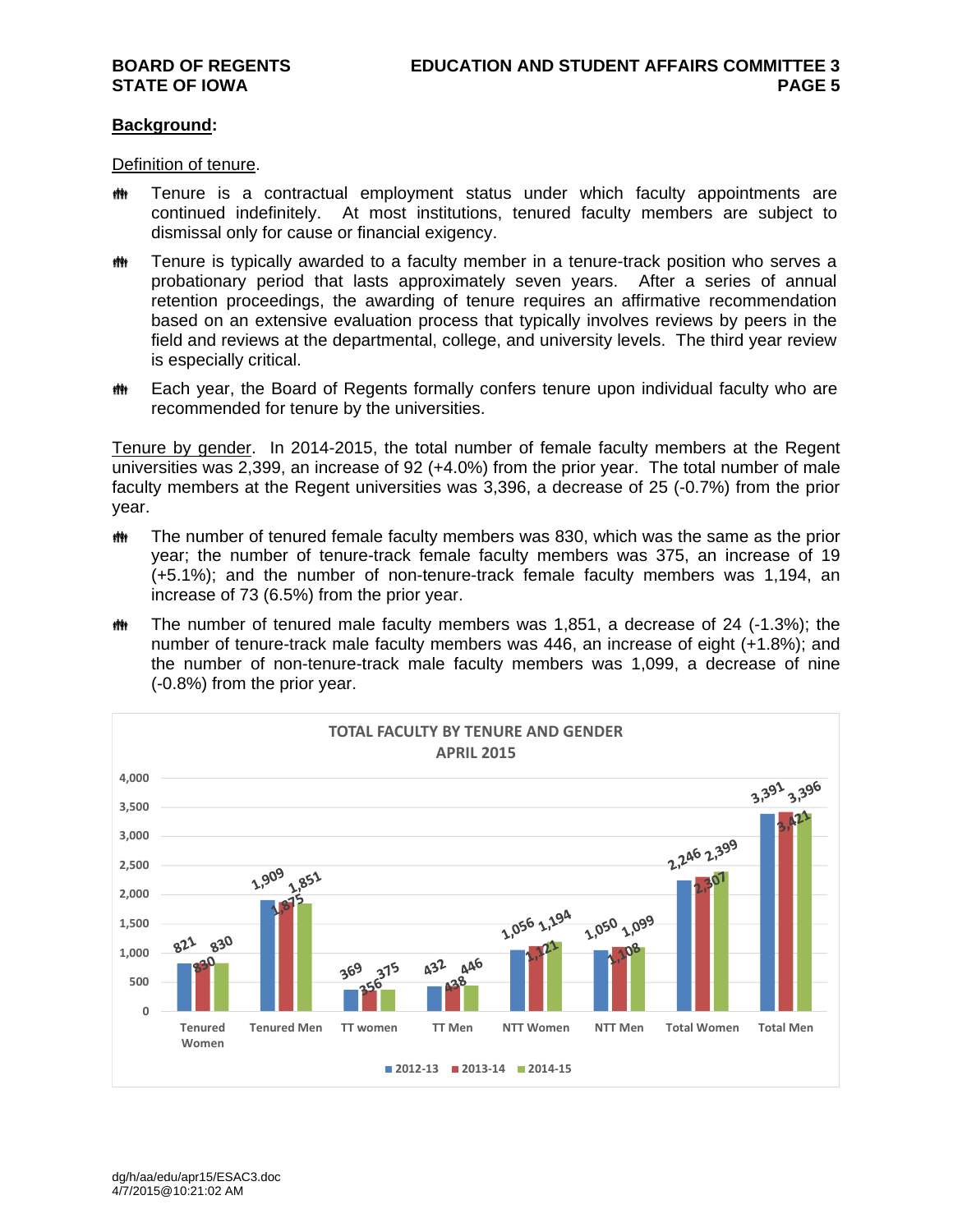## Background:

Definition of tenure.

- Tenure is a contractual employment status under which faculty appointments are continued indefinitely. At most institutions, tenured faculty members are subject to dismissal only for cause or financial exigency.
- Tenure is typically awarded to a faculty member in a tenure-track position who serves a probationary period that lasts approximately seven years. After a series of annual retention proceedings, the awarding of tenure requires an affirmative recommendation based on an extensive evaluation process that typically involves reviews by peers in the field and reviews at the departmental, college, and university levels. The third year review is especially critical.
- Each year, the Board of Regents formally confers tenure upon individual faculty who are recommended for tenure by the universities.

Tenure by gender. In 2014-2015, the total number of female faculty members at the Regent universities was 2,399, an increase of 92 (+4.0%) from the prior year. The total number of male faculty members at the Regent universities was 3,396, a decrease of 25 (-0.7%) from the prior year.

- The number of tenured female faculty members was 830, which was the same as the prior year; the number of tenure-track female faculty members was 375, an increase of 19 (+5.1%); and the number of non-tenure-track female faculty members was 1,194, an increase of 73 (6.5%) from the prior year.
- The number of tenured male faculty members was 1,851, a decrease of 24 (-1.3%); the number of tenure-track male faculty members was 446, an increase of eight (+1.8%); and the number of non-tenure-track male faculty members was 1,099, a decrease of nine (-0.8%) from the prior year.

**TOTAL FACULTY BY TENURE AND GENDER**
**APRIL 2015**

| | 2012-13 | 2013-14 | 2014-15 |
|---|---|---|---|
| Tenured Women | 821 | 830 | 830 |
| Tenured Men | 1,909 | 1,875 | 1,851 |
| TT women | 369 | 356 | 375 |
| TT Men | 432 | 438 | 446 |
| NTT Women | 1,056 | 1,121 | 1,194 |
| NTT Men | 1,050 | 1,108 | 1,099 |
| Total Women | 2,246 | 2,307 | 2,399 |
| Total Men | 3,391 | 3,421 | 3,396 |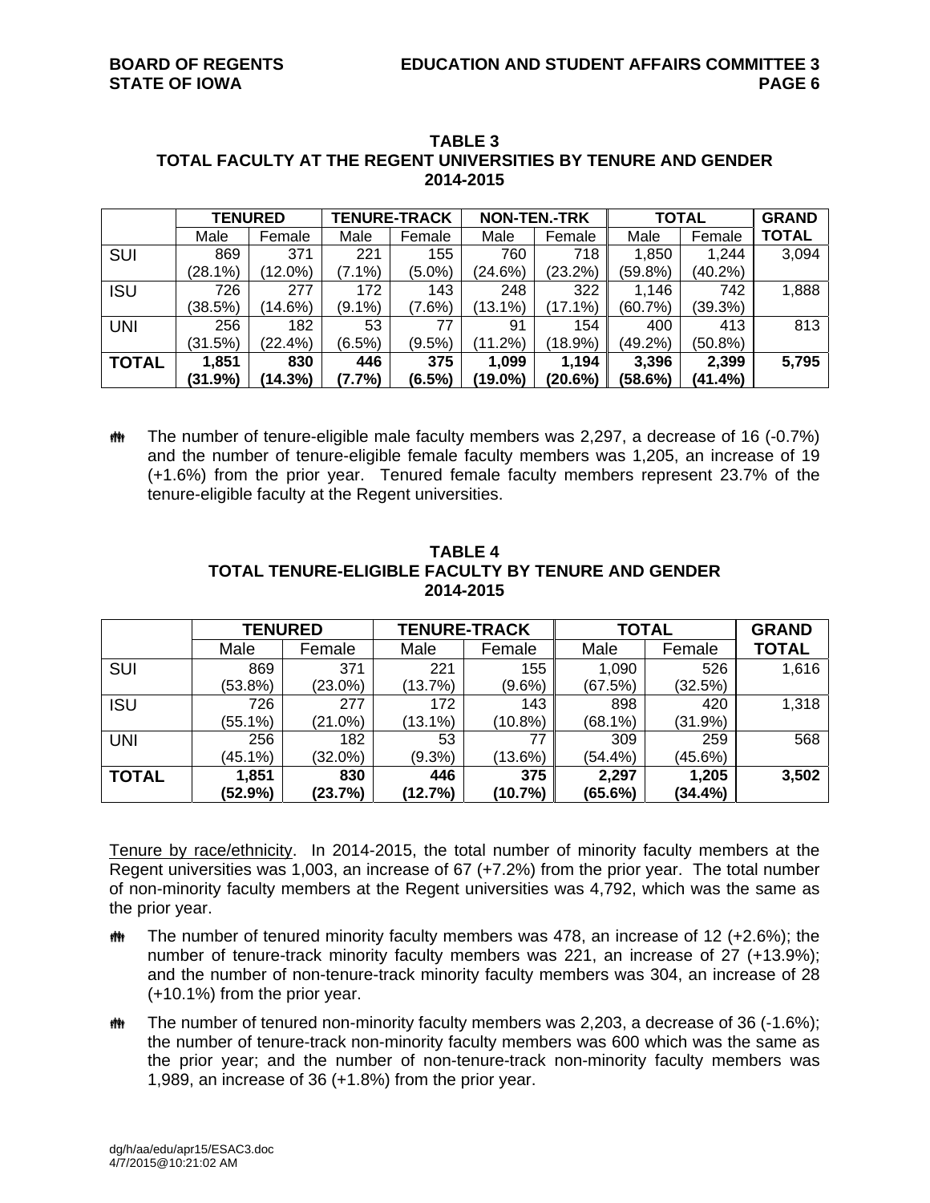**TABLE 3**
**TOTAL FACULTY AT THE REGENT UNIVERSITIES BY TENURE AND GENDER**
**2014-2015**

| | TENURED | | TENURE-TRACK | | NON-TEN.-TRK | | TOTAL | | GRAND TOTAL |
|---|---|---|---|---|---|---|---|---|---|
| | Male | Female | Male | Female | Male | Female | Male | Female | |
| SUI | 869 (28.1%) | 371 (12.0%) | 221 (7.1%) | 155 (5.0%) | 760 (24.6%) | 718 (23.2%) | 1,850 (59.8%) | 1,244 (40.2%) | 3,094 |
| ISU | 726 (38.5%) | 277 (14.6%) | 172 (9.1%) | 143 (7.6%) | 248 (13.1%) | 322 (17.1%) | 1,146 (60.7%) | 742 (39.3%) | 1,888 |
| UNI | 256 (31.5%) | 182 (22.4%) | 53 (6.5%) | 77 (9.5%) | 91 (11.2%) | 154 (18.9%) | 400 (49.2%) | 413 (50.8%) | 813 |
| **TOTAL** | **1,851 (31.9%)** | **830 (14.3%)** | **446 (7.7%)** | **375 (6.5%)** | **1,099 (19.0%)** | **1,194 (20.6%)** | **3,396 (58.6%)** | **2,399 (41.4%)** | **5,795** |

- The number of tenure-eligible male faculty members was 2,297, a decrease of 16 (-0.7%) and the number of tenure-eligible female faculty members was 1,205, an increase of 19 (+1.6%) from the prior year. Tenured female faculty members represent 23.7% of the tenure-eligible faculty at the Regent universities.

**TABLE 4**
**TOTAL TENURE-ELIGIBLE FACULTY BY TENURE AND GENDER**
**2014-2015**

| | TENURED | | TENURE-TRACK | | TOTAL | | GRAND TOTAL |
|---|---|---|---|---|---|---|---|
| | Male | Female | Male | Female | Male | Female | |
| SUI | 869 (53.8%) | 371 (23.0%) | 221 (13.7%) | 155 (9.6%) | 1,090 (67.5%) | 526 (32.5%) | 1,616 |
| ISU | 726 (55.1%) | 277 (21.0%) | 172 (13.1%) | 143 (10.8%) | 898 (68.1%) | 420 (31.9%) | 1,318 |
| UNI | 256 (45.1%) | 182 (32.0%) | 53 (9.3%) | 77 (13.6%) | 309 (54.4%) | 259 (45.6%) | 568 |
| **TOTAL** | **1,851 (52.9%)** | **830 (23.7%)** | **446 (12.7%)** | **375 (10.7%)** | **2,297 (65.6%)** | **1,205 (34.4%)** | **3,502** |

Tenure by race/ethnicity. In 2014-2015, the total number of minority faculty members at the Regent universities was 1,003, an increase of 67 (+7.2%) from the prior year. The total number of non-minority faculty members at the Regent universities was 4,792, which was the same as the prior year.

- The number of tenured minority faculty members was 478, an increase of 12 (+2.6%); the number of tenure-track minority faculty members was 221, an increase of 27 (+13.9%); and the number of non-tenure-track minority faculty members was 304, an increase of 28 (+10.1%) from the prior year.
- The number of tenured non-minority faculty members was 2,203, a decrease of 36 (-1.6%); the number of tenure-track non-minority faculty members was 600 which was the same as the prior year; and the number of non-tenure-track non-minority faculty members was 1,989, an increase of 36 (+1.8%) from the prior year.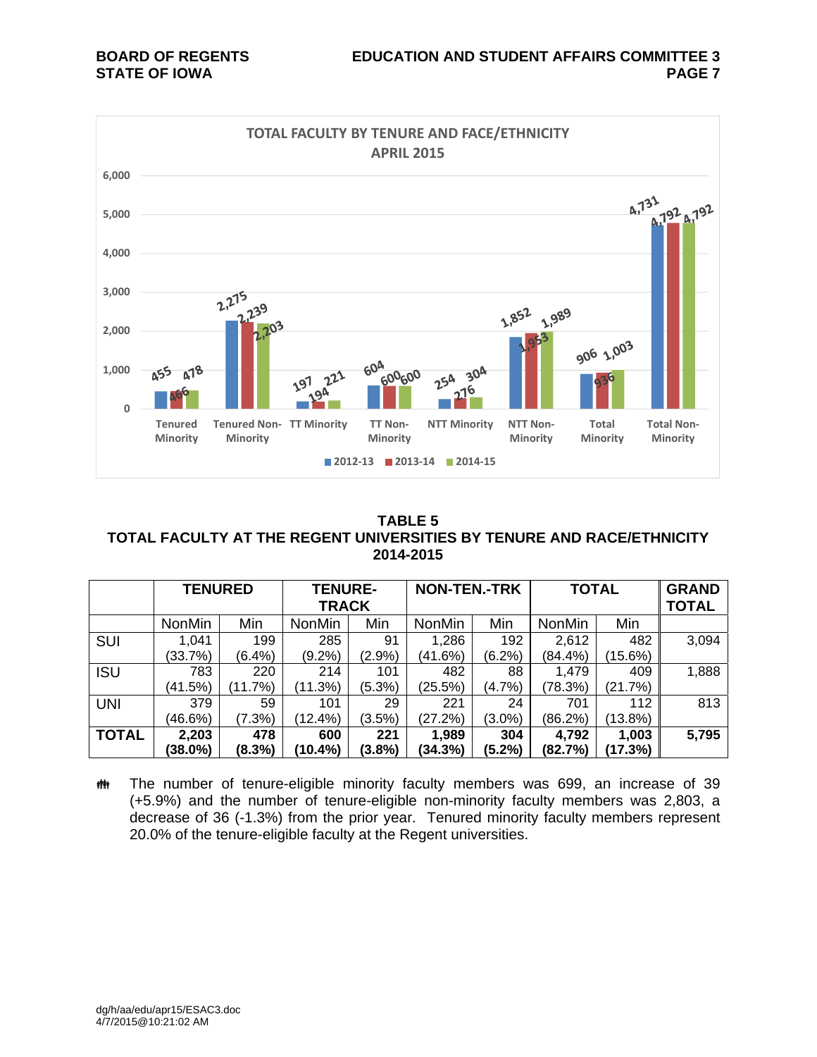TOTAL FACULTY BY TENURE AND FACE/ETHNICITY
APRIL 2015

| | 2012-13 | 2013-14 | 2014-15 |
|---|---|---|---|
| Tenured Minority | 455 | 466 | 478 |
| Tenured Non-Minority | 2,275 | 2,239 | 2,203 |
| TT Minority | 197 | 194 | 221 |
| TT Non-Minority | 604 | 600 | 600 |
| NTT Minority | 254 | 276 | 304 |
| NTT Non-Minority | 1,852 | 1,953 | 1,989 |
| Total Minority | 906 | 936 | 1,003 |
| Total Non-Minority | 4,731 | 4,792 | 4,792 |

**TABLE 5**
**TOTAL FACULTY AT THE REGENT UNIVERSITIES BY TENURE AND RACE/ETHNICITY**
**2014-2015**

| | TENURED | | TENURE-TRACK | | NON-TEN.-TRK | | TOTAL | | GRAND TOTAL |
|---|---|---|---|---|---|---|---|---|---|
| | NonMin | Min | NonMin | Min | NonMin | Min | NonMin | Min | |
| SUI | 1,041 (33.7%) | 199 (6.4%) | 285 (9.2%) | 91 (2.9%) | 1,286 (41.6%) | 192 (6.2%) | 2,612 (84.4%) | 482 (15.6%) | 3,094 |
| ISU | 783 (41.5%) | 220 (11.7%) | 214 (11.3%) | 101 (5.3%) | 482 (25.5%) | 88 (4.7%) | 1,479 (78.3%) | 409 (21.7%) | 1,888 |
| UNI | 379 (46.6%) | 59 (7.3%) | 101 (12.4%) | 29 (3.5%) | 221 (27.2%) | 24 (3.0%) | 701 (86.2%) | 112 (13.8%) | 813 |
| **TOTAL** | **2,203 (38.0%)** | **478 (8.3%)** | **600 (10.4%)** | **221 (3.8%)** | **1,989 (34.3%)** | **304 (5.2%)** | **4,792 (82.7%)** | **1,003 (17.3%)** | **5,795** |

- The number of tenure-eligible minority faculty members was 699, an increase of 39 (+5.9%) and the number of tenure-eligible non-minority faculty members was 2,803, a decrease of 36 (-1.3%) from the prior year. Tenured minority faculty members represent 20.0% of the tenure-eligible faculty at the Regent universities.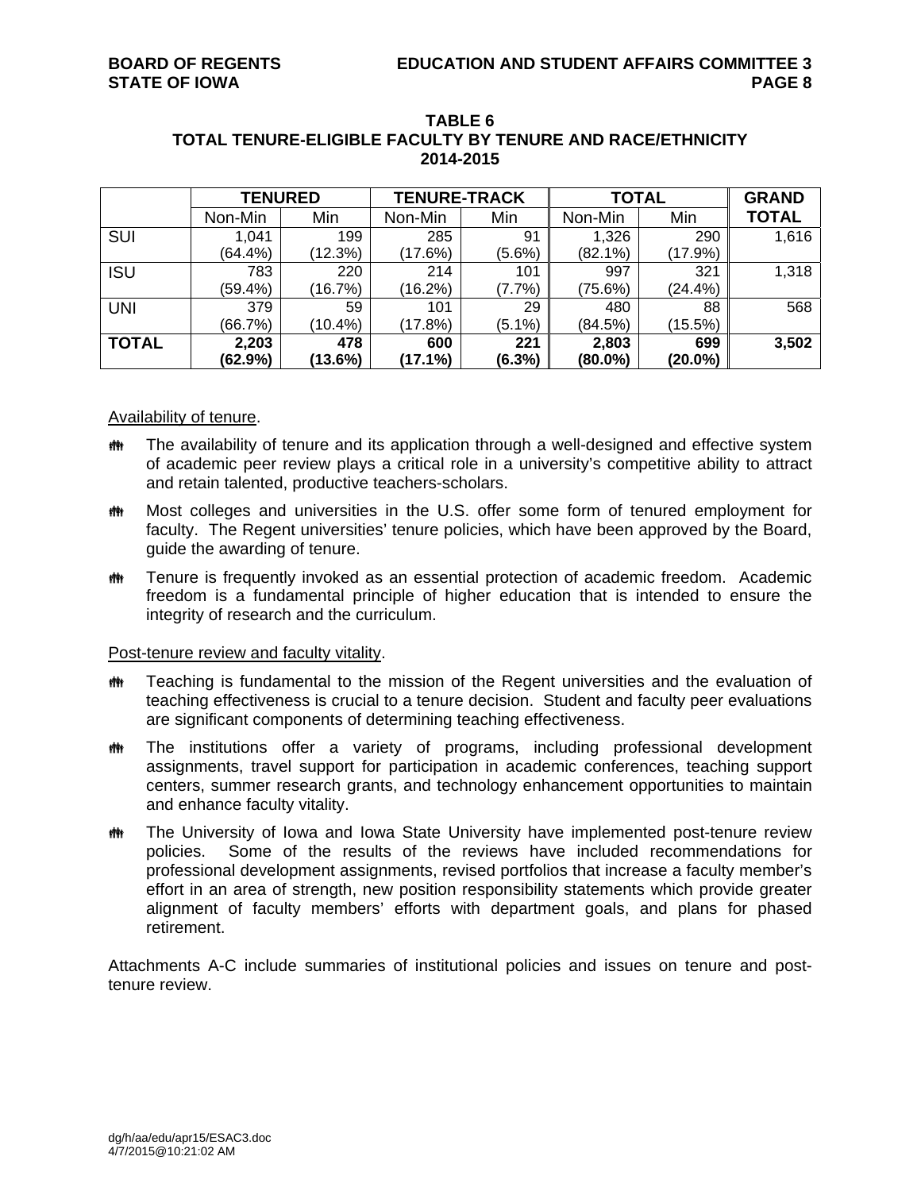**TABLE 6**
**TOTAL TENURE-ELIGIBLE FACULTY BY TENURE AND RACE/ETHNICITY**
**2014-2015**

| | **TENURED** | | **TENURE-TRACK** | | **TOTAL** | | **GRAND TOTAL** |
|---|---|---|---|---|---|---|---|
| | Non-Min | Min | Non-Min | Min | Non-Min | Min | |
| SUI | 1,041 (64.4%) | 199 (12.3%) | 285 (17.6%) | 91 (5.6%) | 1,326 (82.1%) | 290 (17.9%) | 1,616 |
| ISU | 783 (59.4%) | 220 (16.7%) | 214 (16.2%) | 101 (7.7%) | 997 (75.6%) | 321 (24.4%) | 1,318 |
| UNI | 379 (66.7%) | 59 (10.4%) | 101 (17.8%) | 29 (5.1%) | 480 (84.5%) | 88 (15.5%) | 568 |
| **TOTAL** | **2,203 (62.9%)** | **478 (13.6%)** | **600 (17.1%)** | **221 (6.3%)** | **2,803 (80.0%)** | **699 (20.0%)** | **3,502** |

Availability of tenure.

- The availability of tenure and its application through a well-designed and effective system of academic peer review plays a critical role in a university's competitive ability to attract and retain talented, productive teachers-scholars.
- Most colleges and universities in the U.S. offer some form of tenured employment for faculty. The Regent universities' tenure policies, which have been approved by the Board, guide the awarding of tenure.
- Tenure is frequently invoked as an essential protection of academic freedom. Academic freedom is a fundamental principle of higher education that is intended to ensure the integrity of research and the curriculum.

Post-tenure review and faculty vitality.

- Teaching is fundamental to the mission of the Regent universities and the evaluation of teaching effectiveness is crucial to a tenure decision. Student and faculty peer evaluations are significant components of determining teaching effectiveness.
- The institutions offer a variety of programs, including professional development assignments, travel support for participation in academic conferences, teaching support centers, summer research grants, and technology enhancement opportunities to maintain and enhance faculty vitality.
- The University of Iowa and Iowa State University have implemented post-tenure review policies. Some of the results of the reviews have included recommendations for professional development assignments, revised portfolios that increase a faculty member's effort in an area of strength, new position responsibility statements which provide greater alignment of faculty members' efforts with department goals, and plans for phased retirement.

Attachments A-C include summaries of institutional policies and issues on tenure and post-tenure review.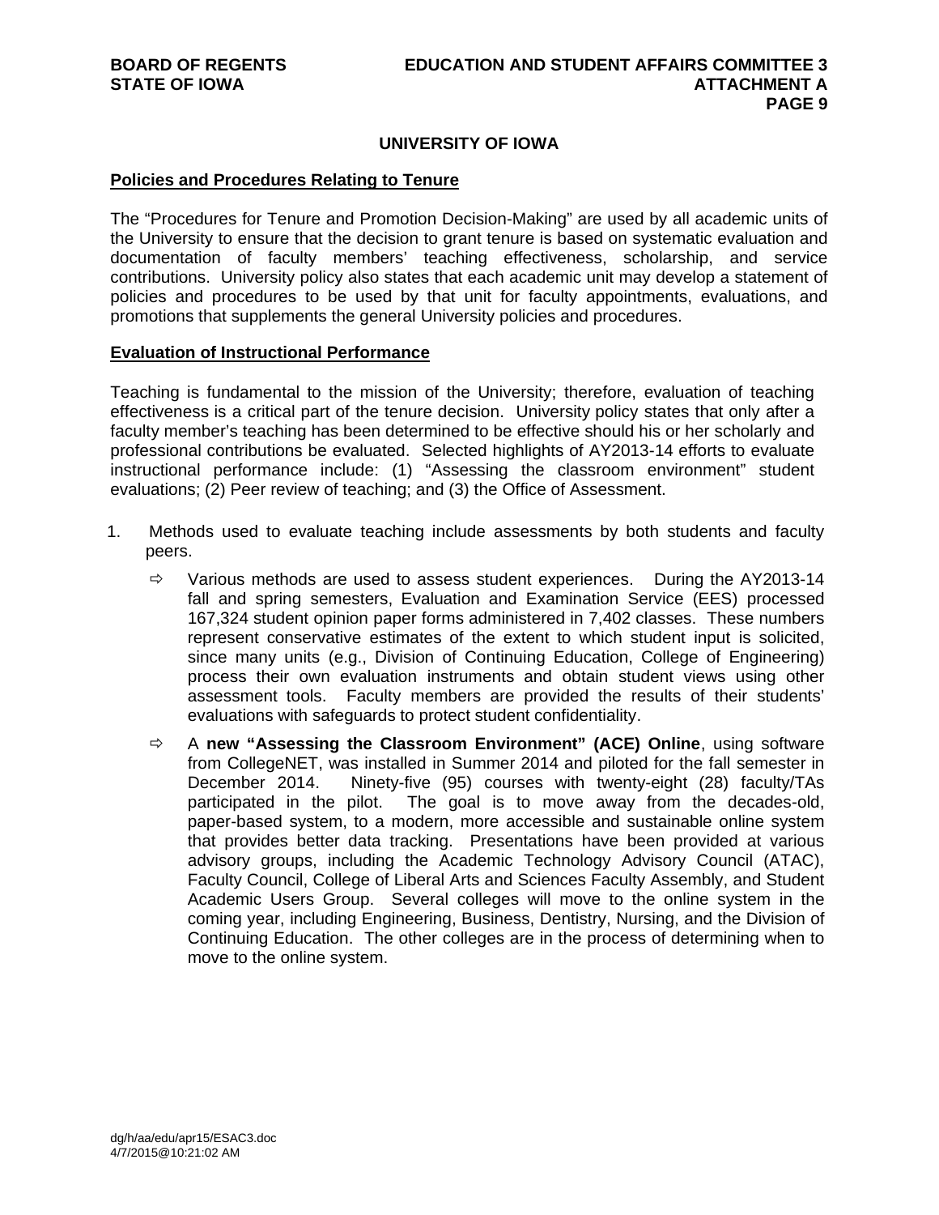## UNIVERSITY OF IOWA

### Policies and Procedures Relating to Tenure

The “Procedures for Tenure and Promotion Decision-Making” are used by all academic units of the University to ensure that the decision to grant tenure is based on systematic evaluation and documentation of faculty members’ teaching effectiveness, scholarship, and service contributions. University policy also states that each academic unit may develop a statement of policies and procedures to be used by that unit for faculty appointments, evaluations, and promotions that supplements the general University policies and procedures.

### Evaluation of Instructional Performance

Teaching is fundamental to the mission of the University; therefore, evaluation of teaching effectiveness is a critical part of the tenure decision. University policy states that only after a faculty member’s teaching has been determined to be effective should his or her scholarly and professional contributions be evaluated. Selected highlights of AY2013-14 efforts to evaluate instructional performance include: (1) “Assessing the classroom environment” student evaluations; (2) Peer review of teaching; and (3) the Office of Assessment.

1. Methods used to evaluate teaching include assessments by both students and faculty peers.
   - Various methods are used to assess student experiences. During the AY2013-14 fall and spring semesters, Evaluation and Examination Service (EES) processed 167,324 student opinion paper forms administered in 7,402 classes. These numbers represent conservative estimates of the extent to which student input is solicited, since many units (e.g., Division of Continuing Education, College of Engineering) process their own evaluation instruments and obtain student views using other assessment tools. Faculty members are provided the results of their students’ evaluations with safeguards to protect student confidentiality.
   - A **new “Assessing the Classroom Environment” (ACE) Online**, using software from CollegeNET, was installed in Summer 2014 and piloted for the fall semester in December 2014. Ninety-five (95) courses with twenty-eight (28) faculty/TAs participated in the pilot. The goal is to move away from the decades-old, paper-based system, to a modern, more accessible and sustainable online system that provides better data tracking. Presentations have been provided at various advisory groups, including the Academic Technology Advisory Council (ATAC), Faculty Council, College of Liberal Arts and Sciences Faculty Assembly, and Student Academic Users Group. Several colleges will move to the online system in the coming year, including Engineering, Business, Dentistry, Nursing, and the Division of Continuing Education. The other colleges are in the process of determining when to move to the online system.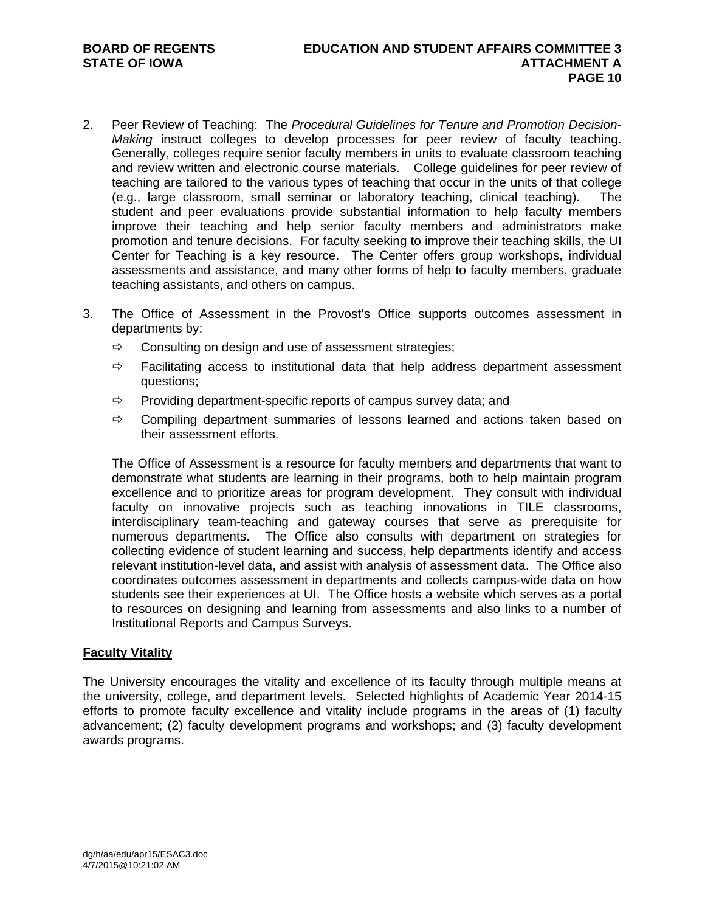2. Peer Review of Teaching: The *Procedural Guidelines for Tenure and Promotion Decision-Making* instruct colleges to develop processes for peer review of faculty teaching. Generally, colleges require senior faculty members in units to evaluate classroom teaching and review written and electronic course materials. College guidelines for peer review of teaching are tailored to the various types of teaching that occur in the units of that college (e.g., large classroom, small seminar or laboratory teaching, clinical teaching). The student and peer evaluations provide substantial information to help faculty members improve their teaching and help senior faculty members and administrators make promotion and tenure decisions. For faculty seeking to improve their teaching skills, the UI Center for Teaching is a key resource. The Center offers group workshops, individual assessments and assistance, and many other forms of help to faculty members, graduate teaching assistants, and others on campus.

3. The Office of Assessment in the Provost's Office supports outcomes assessment in departments by:
   - ⇨ Consulting on design and use of assessment strategies;
   - ⇨ Facilitating access to institutional data that help address department assessment questions;
   - ⇨ Providing department-specific reports of campus survey data; and
   - ⇨ Compiling department summaries of lessons learned and actions taken based on their assessment efforts.

   The Office of Assessment is a resource for faculty members and departments that want to demonstrate what students are learning in their programs, both to help maintain program excellence and to prioritize areas for program development. They consult with individual faculty on innovative projects such as teaching innovations in TILE classrooms, interdisciplinary team-teaching and gateway courses that serve as prerequisite for numerous departments. The Office also consults with department on strategies for collecting evidence of student learning and success, help departments identify and access relevant institution-level data, and assist with analysis of assessment data. The Office also coordinates outcomes assessment in departments and collects campus-wide data on how students see their experiences at UI. The Office hosts a website which serves as a portal to resources on designing and learning from assessments and also links to a number of Institutional Reports and Campus Surveys.

**Faculty Vitality**

The University encourages the vitality and excellence of its faculty through multiple means at the university, college, and department levels. Selected highlights of Academic Year 2014-15 efforts to promote faculty excellence and vitality include programs in the areas of (1) faculty advancement; (2) faculty development programs and workshops; and (3) faculty development awards programs.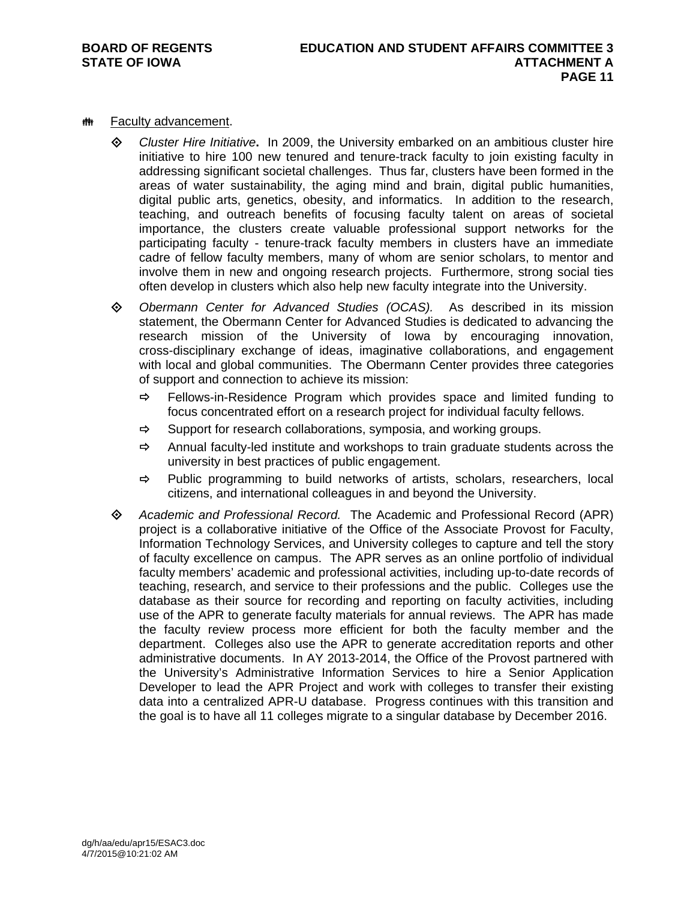- Faculty advancement.

  - *Cluster Hire Initiative*. In 2009, the University embarked on an ambitious cluster hire initiative to hire 100 new tenured and tenure-track faculty to join existing faculty in addressing significant societal challenges. Thus far, clusters have been formed in the areas of water sustainability, the aging mind and brain, digital public humanities, digital public arts, genetics, obesity, and informatics. In addition to the research, teaching, and outreach benefits of focusing faculty talent on areas of societal importance, the clusters create valuable professional support networks for the participating faculty - tenure-track faculty members in clusters have an immediate cadre of fellow faculty members, many of whom are senior scholars, to mentor and involve them in new and ongoing research projects. Furthermore, strong social ties often develop in clusters which also help new faculty integrate into the University.

  - *Obermann Center for Advanced Studies (OCAS).* As described in its mission statement, the Obermann Center for Advanced Studies is dedicated to advancing the research mission of the University of Iowa by encouraging innovation, cross-disciplinary exchange of ideas, imaginative collaborations, and engagement with local and global communities. The Obermann Center provides three categories of support and connection to achieve its mission:
    - Fellows-in-Residence Program which provides space and limited funding to focus concentrated effort on a research project for individual faculty fellows.
    - Support for research collaborations, symposia, and working groups.
    - Annual faculty-led institute and workshops to train graduate students across the university in best practices of public engagement.
    - Public programming to build networks of artists, scholars, researchers, local citizens, and international colleagues in and beyond the University.

  - *Academic and Professional Record.* The Academic and Professional Record (APR) project is a collaborative initiative of the Office of the Associate Provost for Faculty, Information Technology Services, and University colleges to capture and tell the story of faculty excellence on campus. The APR serves as an online portfolio of individual faculty members' academic and professional activities, including up-to-date records of teaching, research, and service to their professions and the public. Colleges use the database as their source for recording and reporting on faculty activities, including use of the APR to generate faculty materials for annual reviews. The APR has made the faculty review process more efficient for both the faculty member and the department. Colleges also use the APR to generate accreditation reports and other administrative documents. In AY 2013-2014, the Office of the Provost partnered with the University's Administrative Information Services to hire a Senior Application Developer to lead the APR Project and work with colleges to transfer their existing data into a centralized APR-U database. Progress continues with this transition and the goal is to have all 11 colleges migrate to a singular database by December 2016.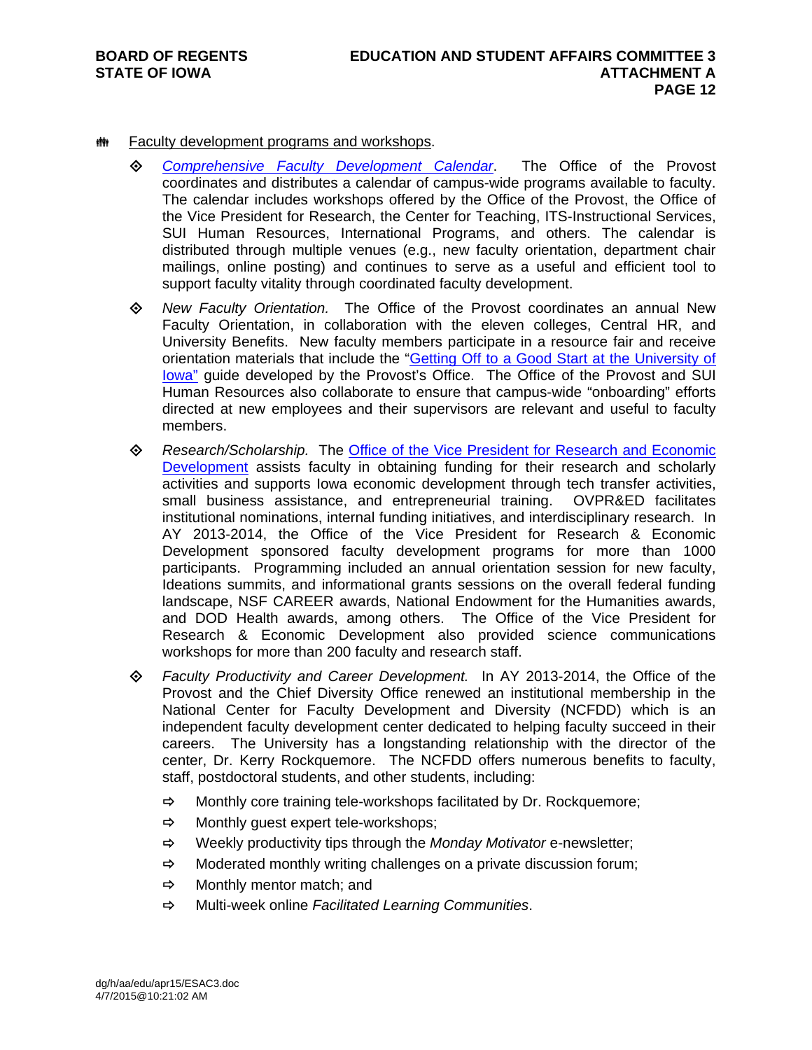- Faculty development programs and workshops.

  - *Comprehensive Faculty Development Calendar*. The Office of the Provost coordinates and distributes a calendar of campus-wide programs available to faculty. The calendar includes workshops offered by the Office of the Provost, the Office of the Vice President for Research, the Center for Teaching, ITS-Instructional Services, SUI Human Resources, International Programs, and others. The calendar is distributed through multiple venues (e.g., new faculty orientation, department chair mailings, online posting) and continues to serve as a useful and efficient tool to support faculty vitality through coordinated faculty development.

  - *New Faculty Orientation.* The Office of the Provost coordinates an annual New Faculty Orientation, in collaboration with the eleven colleges, Central HR, and University Benefits. New faculty members participate in a resource fair and receive orientation materials that include the "Getting Off to a Good Start at the University of Iowa" guide developed by the Provost's Office. The Office of the Provost and SUI Human Resources also collaborate to ensure that campus-wide "onboarding" efforts directed at new employees and their supervisors are relevant and useful to faculty members.

  - *Research/Scholarship.* The Office of the Vice President for Research and Economic Development assists faculty in obtaining funding for their research and scholarly activities and supports Iowa economic development through tech transfer activities, small business assistance, and entrepreneurial training. OVPR&ED facilitates institutional nominations, internal funding initiatives, and interdisciplinary research. In AY 2013-2014, the Office of the Vice President for Research & Economic Development sponsored faculty development programs for more than 1000 participants. Programming included an annual orientation session for new faculty, Ideations summits, and informational grants sessions on the overall federal funding landscape, NSF CAREER awards, National Endowment for the Humanities awards, and DOD Health awards, among others. The Office of the Vice President for Research & Economic Development also provided science communications workshops for more than 200 faculty and research staff.

  - *Faculty Productivity and Career Development.* In AY 2013-2014, the Office of the Provost and the Chief Diversity Office renewed an institutional membership in the National Center for Faculty Development and Diversity (NCFDD) which is an independent faculty development center dedicated to helping faculty succeed in their careers. The University has a longstanding relationship with the director of the center, Dr. Kerry Rockquemore. The NCFDD offers numerous benefits to faculty, staff, postdoctoral students, and other students, including:

    - Monthly core training tele-workshops facilitated by Dr. Rockquemore;
    - Monthly guest expert tele-workshops;
    - Weekly productivity tips through the *Monday Motivator* e-newsletter;
    - Moderated monthly writing challenges on a private discussion forum;
    - Monthly mentor match; and
    - Multi-week online *Facilitated Learning Communities*.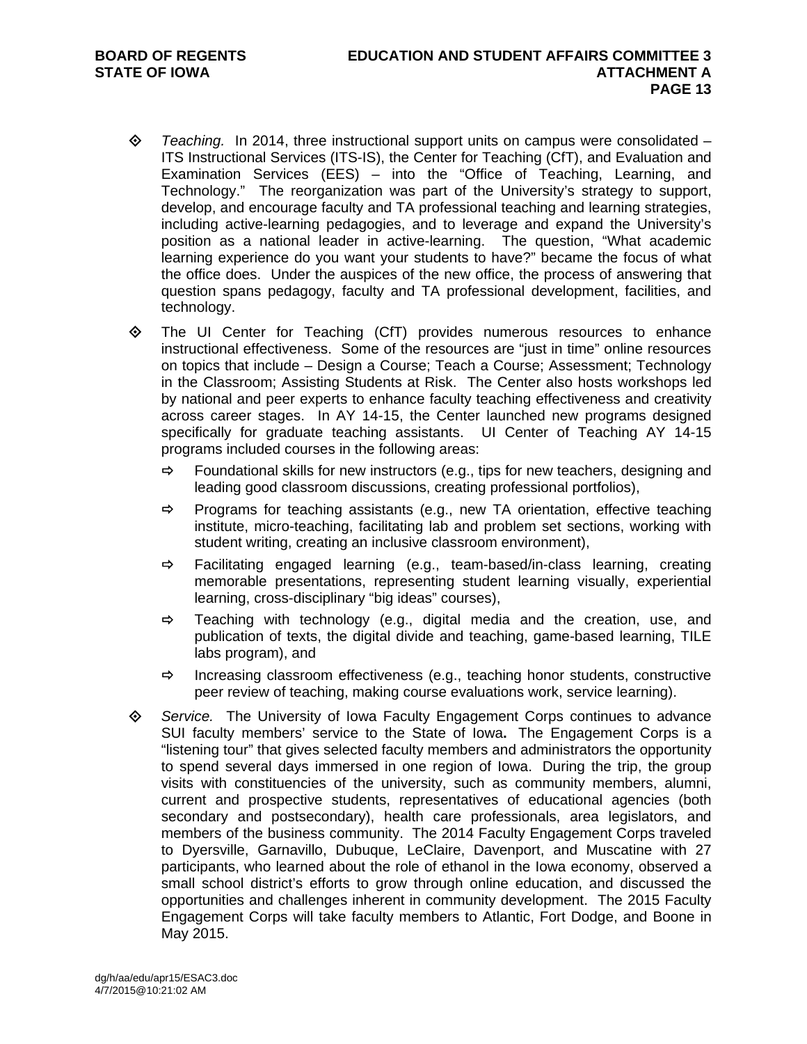- *Teaching.* In 2014, three instructional support units on campus were consolidated – ITS Instructional Services (ITS-IS), the Center for Teaching (CfT), and Evaluation and Examination Services (EES) – into the "Office of Teaching, Learning, and Technology." The reorganization was part of the University's strategy to support, develop, and encourage faculty and TA professional teaching and learning strategies, including active-learning pedagogies, and to leverage and expand the University's position as a national leader in active-learning. The question, "What academic learning experience do you want your students to have?" became the focus of what the office does. Under the auspices of the new office, the process of answering that question spans pedagogy, faculty and TA professional development, facilities, and technology.

- The UI Center for Teaching (CfT) provides numerous resources to enhance instructional effectiveness. Some of the resources are "just in time" online resources on topics that include – Design a Course; Teach a Course; Assessment; Technology in the Classroom; Assisting Students at Risk. The Center also hosts workshops led by national and peer experts to enhance faculty teaching effectiveness and creativity across career stages. In AY 14-15, the Center launched new programs designed specifically for graduate teaching assistants. UI Center of Teaching AY 14-15 programs included courses in the following areas:

  - Foundational skills for new instructors (e.g., tips for new teachers, designing and leading good classroom discussions, creating professional portfolios),
  - Programs for teaching assistants (e.g., new TA orientation, effective teaching institute, micro-teaching, facilitating lab and problem set sections, working with student writing, creating an inclusive classroom environment),
  - Facilitating engaged learning (e.g., team-based/in-class learning, creating memorable presentations, representing student learning visually, experiential learning, cross-disciplinary "big ideas" courses),
  - Teaching with technology (e.g., digital media and the creation, use, and publication of texts, the digital divide and teaching, game-based learning, TILE labs program), and
  - Increasing classroom effectiveness (e.g., teaching honor students, constructive peer review of teaching, making course evaluations work, service learning).

- *Service.* The University of Iowa Faculty Engagement Corps continues to advance SUI faculty members' service to the State of Iowa**.** The Engagement Corps is a "listening tour" that gives selected faculty members and administrators the opportunity to spend several days immersed in one region of Iowa. During the trip, the group visits with constituencies of the university, such as community members, alumni, current and prospective students, representatives of educational agencies (both secondary and postsecondary), health care professionals, area legislators, and members of the business community. The 2014 Faculty Engagement Corps traveled to Dyersville, Garnavillo, Dubuque, LeClaire, Davenport, and Muscatine with 27 participants, who learned about the role of ethanol in the Iowa economy, observed a small school district's efforts to grow through online education, and discussed the opportunities and challenges inherent in community development. The 2015 Faculty Engagement Corps will take faculty members to Atlantic, Fort Dodge, and Boone in May 2015.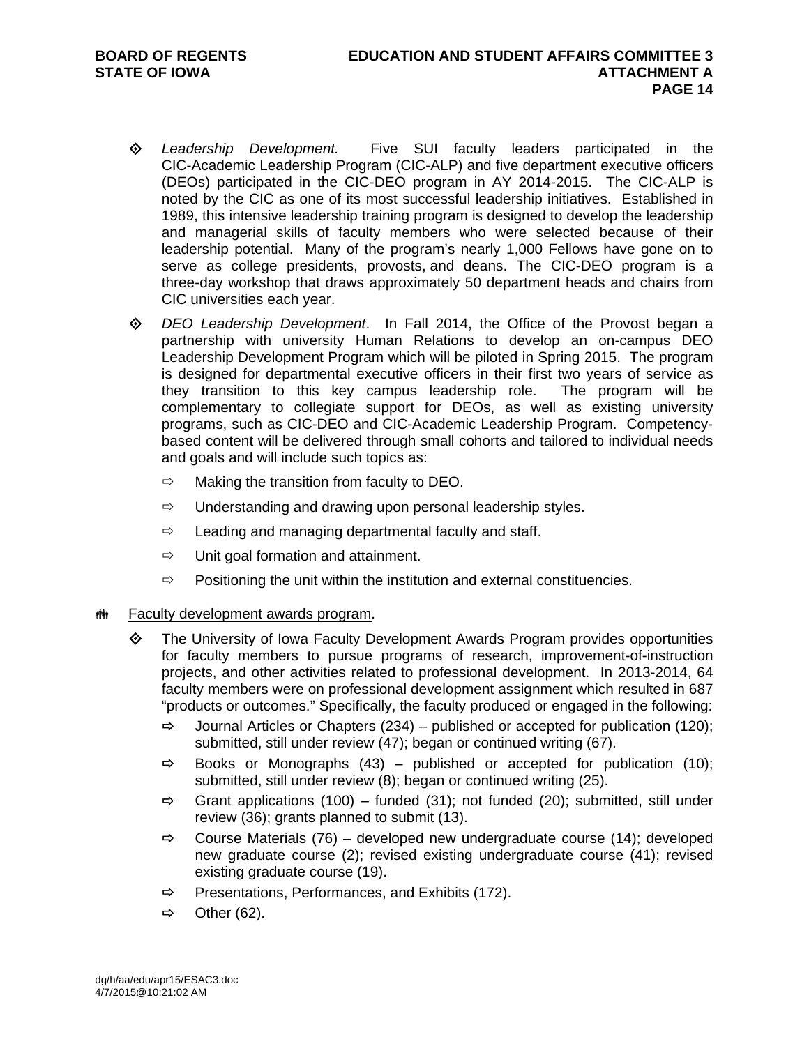- *Leadership Development.* Five SUI faculty leaders participated in the CIC-Academic Leadership Program (CIC-ALP) and five department executive officers (DEOs) participated in the CIC-DEO program in AY 2014-2015. The CIC-ALP is noted by the CIC as one of its most successful leadership initiatives. Established in 1989, this intensive leadership training program is designed to develop the leadership and managerial skills of faculty members who were selected because of their leadership potential. Many of the program's nearly 1,000 Fellows have gone on to serve as college presidents, provosts, and deans. The CIC-DEO program is a three-day workshop that draws approximately 50 department heads and chairs from CIC universities each year.

- *DEO Leadership Development*. In Fall 2014, the Office of the Provost began a partnership with university Human Relations to develop an on-campus DEO Leadership Development Program which will be piloted in Spring 2015. The program is designed for departmental executive officers in their first two years of service as they transition to this key campus leadership role. The program will be complementary to collegiate support for DEOs, as well as existing university programs, such as CIC-DEO and CIC-Academic Leadership Program. Competency-based content will be delivered through small cohorts and tailored to individual needs and goals and will include such topics as:
  - Making the transition from faculty to DEO.
  - Understanding and drawing upon personal leadership styles.
  - Leading and managing departmental faculty and staff.
  - Unit goal formation and attainment.
  - Positioning the unit within the institution and external constituencies.

<u>Faculty development awards program</u>.

- The University of Iowa Faculty Development Awards Program provides opportunities for faculty members to pursue programs of research, improvement-of-instruction projects, and other activities related to professional development. In 2013-2014, 64 faculty members were on professional development assignment which resulted in 687 "products or outcomes." Specifically, the faculty produced or engaged in the following:
  - Journal Articles or Chapters (234) – published or accepted for publication (120); submitted, still under review (47); began or continued writing (67).
  - Books or Monographs (43) – published or accepted for publication (10); submitted, still under review (8); began or continued writing (25).
  - Grant applications (100) – funded (31); not funded (20); submitted, still under review (36); grants planned to submit (13).
  - Course Materials (76) – developed new undergraduate course (14); developed new graduate course (2); revised existing undergraduate course (41); revised existing graduate course (19).
  - Presentations, Performances, and Exhibits (172).
  - Other (62).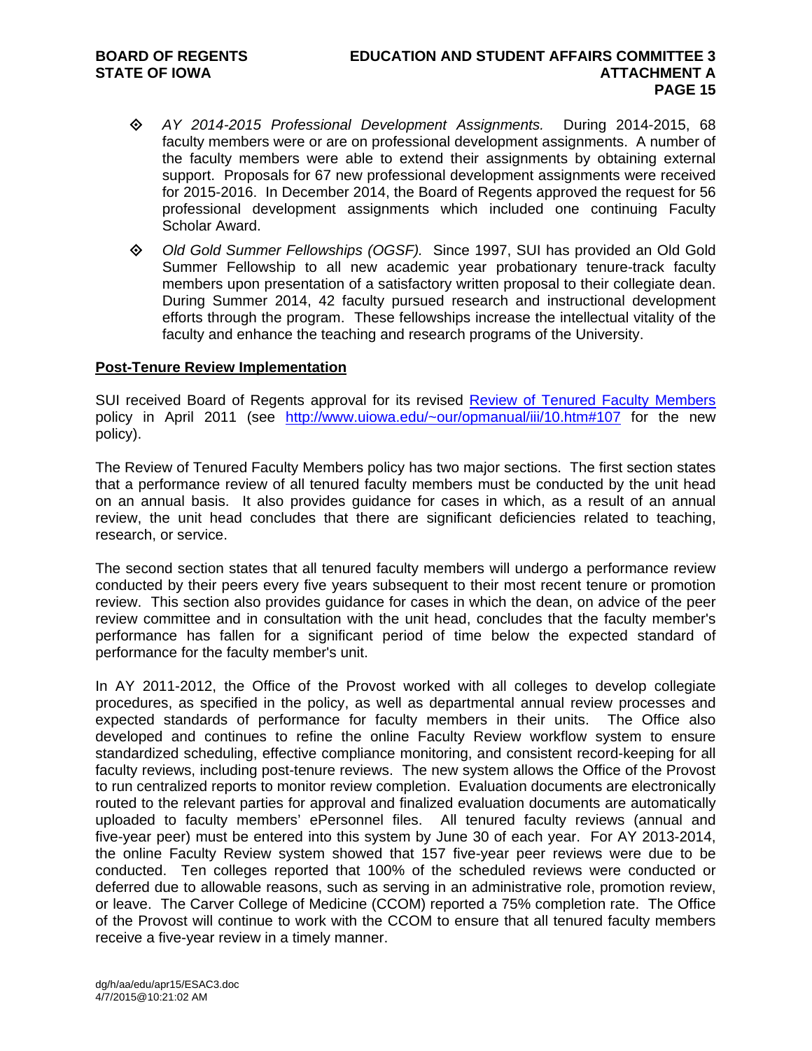- *AY 2014-2015 Professional Development Assignments.* During 2014-2015, 68 faculty members were or are on professional development assignments. A number of the faculty members were able to extend their assignments by obtaining external support. Proposals for 67 new professional development assignments were received for 2015-2016. In December 2014, the Board of Regents approved the request for 56 professional development assignments which included one continuing Faculty Scholar Award.

- *Old Gold Summer Fellowships (OGSF).* Since 1997, SUI has provided an Old Gold Summer Fellowship to all new academic year probationary tenure-track faculty members upon presentation of a satisfactory written proposal to their collegiate dean. During Summer 2014, 42 faculty pursued research and instructional development efforts through the program. These fellowships increase the intellectual vitality of the faculty and enhance the teaching and research programs of the University.

**Post-Tenure Review Implementation**

SUI received Board of Regents approval for its revised [Review of Tenured Faculty Members](http://www.uiowa.edu/~our/opmanual/iii/10.htm#107) policy in April 2011 (see http://www.uiowa.edu/~our/opmanual/iii/10.htm#107 for the new policy).

The Review of Tenured Faculty Members policy has two major sections. The first section states that a performance review of all tenured faculty members must be conducted by the unit head on an annual basis. It also provides guidance for cases in which, as a result of an annual review, the unit head concludes that there are significant deficiencies related to teaching, research, or service.

The second section states that all tenured faculty members will undergo a performance review conducted by their peers every five years subsequent to their most recent tenure or promotion review. This section also provides guidance for cases in which the dean, on advice of the peer review committee and in consultation with the unit head, concludes that the faculty member's performance has fallen for a significant period of time below the expected standard of performance for the faculty member's unit.

In AY 2011-2012, the Office of the Provost worked with all colleges to develop collegiate procedures, as specified in the policy, as well as departmental annual review processes and expected standards of performance for faculty members in their units. The Office also developed and continues to refine the online Faculty Review workflow system to ensure standardized scheduling, effective compliance monitoring, and consistent record-keeping for all faculty reviews, including post-tenure reviews. The new system allows the Office of the Provost to run centralized reports to monitor review completion. Evaluation documents are electronically routed to the relevant parties for approval and finalized evaluation documents are automatically uploaded to faculty members' ePersonnel files. All tenured faculty reviews (annual and five-year peer) must be entered into this system by June 30 of each year. For AY 2013-2014, the online Faculty Review system showed that 157 five-year peer reviews were due to be conducted. Ten colleges reported that 100% of the scheduled reviews were conducted or deferred due to allowable reasons, such as serving in an administrative role, promotion review, or leave. The Carver College of Medicine (CCOM) reported a 75% completion rate. The Office of the Provost will continue to work with the CCOM to ensure that all tenured faculty members receive a five-year review in a timely manner.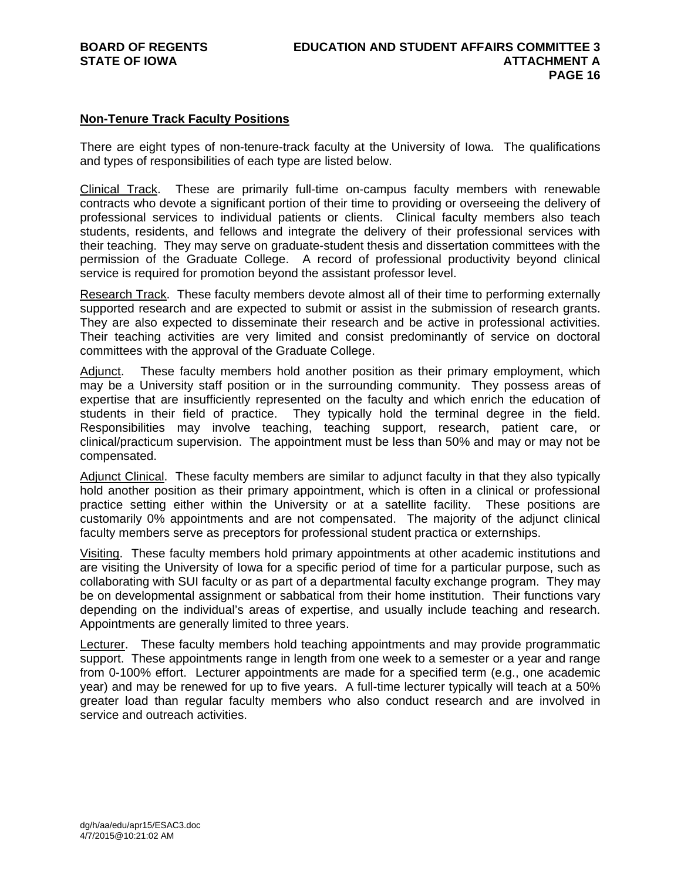## Non-Tenure Track Faculty Positions

There are eight types of non-tenure-track faculty at the University of Iowa. The qualifications and types of responsibilities of each type are listed below.

Clinical Track. These are primarily full-time on-campus faculty members with renewable contracts who devote a significant portion of their time to providing or overseeing the delivery of professional services to individual patients or clients. Clinical faculty members also teach students, residents, and fellows and integrate the delivery of their professional services with their teaching. They may serve on graduate-student thesis and dissertation committees with the permission of the Graduate College. A record of professional productivity beyond clinical service is required for promotion beyond the assistant professor level.

Research Track. These faculty members devote almost all of their time to performing externally supported research and are expected to submit or assist in the submission of research grants. They are also expected to disseminate their research and be active in professional activities. Their teaching activities are very limited and consist predominantly of service on doctoral committees with the approval of the Graduate College.

Adjunct. These faculty members hold another position as their primary employment, which may be a University staff position or in the surrounding community. They possess areas of expertise that are insufficiently represented on the faculty and which enrich the education of students in their field of practice. They typically hold the terminal degree in the field. Responsibilities may involve teaching, teaching support, research, patient care, or clinical/practicum supervision. The appointment must be less than 50% and may or may not be compensated.

Adjunct Clinical. These faculty members are similar to adjunct faculty in that they also typically hold another position as their primary appointment, which is often in a clinical or professional practice setting either within the University or at a satellite facility. These positions are customarily 0% appointments and are not compensated. The majority of the adjunct clinical faculty members serve as preceptors for professional student practica or externships.

Visiting. These faculty members hold primary appointments at other academic institutions and are visiting the University of Iowa for a specific period of time for a particular purpose, such as collaborating with SUI faculty or as part of a departmental faculty exchange program. They may be on developmental assignment or sabbatical from their home institution. Their functions vary depending on the individual's areas of expertise, and usually include teaching and research. Appointments are generally limited to three years.

Lecturer. These faculty members hold teaching appointments and may provide programmatic support. These appointments range in length from one week to a semester or a year and range from 0-100% effort. Lecturer appointments are made for a specified term (e.g., one academic year) and may be renewed for up to five years. A full-time lecturer typically will teach at a 50% greater load than regular faculty members who also conduct research and are involved in service and outreach activities.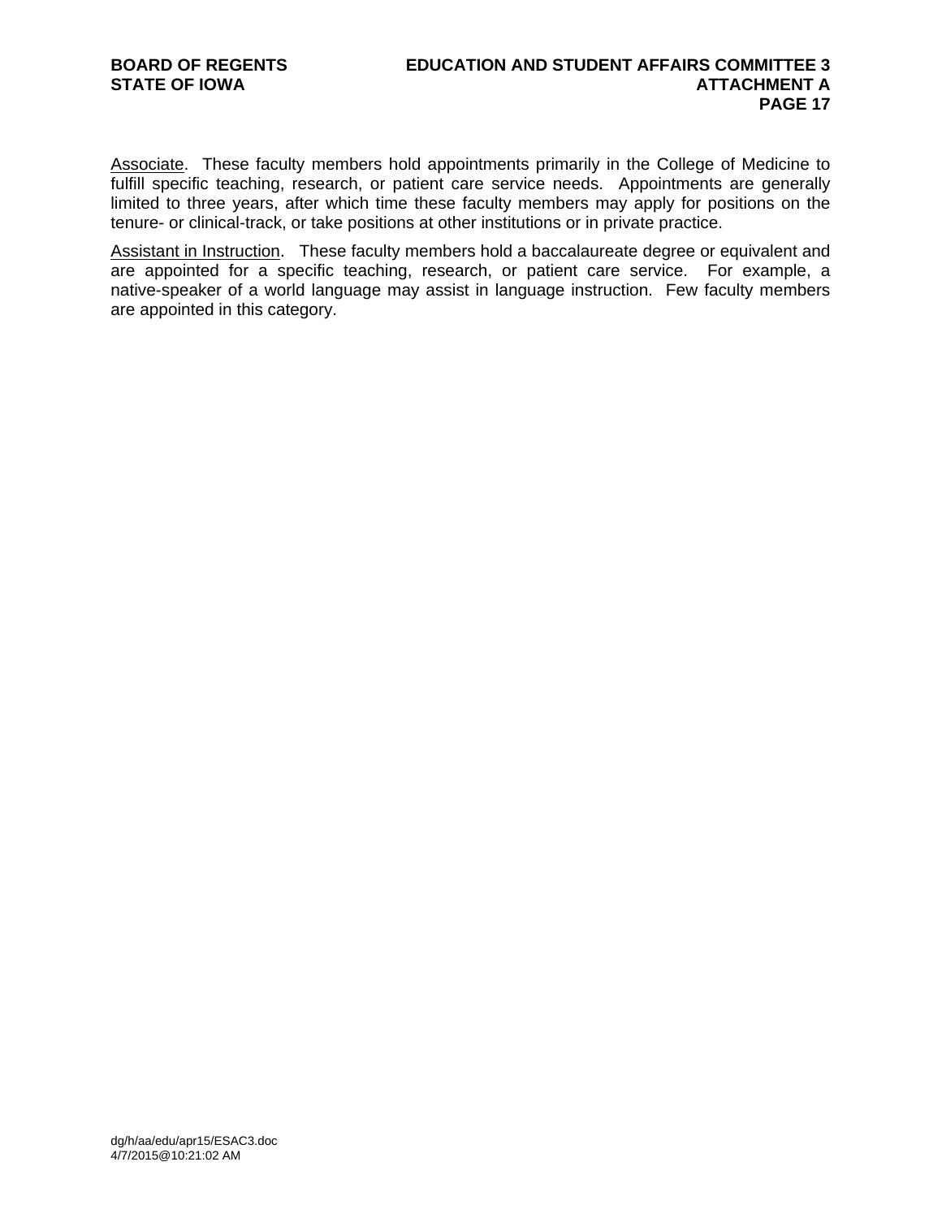<u>Associate</u>. These faculty members hold appointments primarily in the College of Medicine to fulfill specific teaching, research, or patient care service needs. Appointments are generally limited to three years, after which time these faculty members may apply for positions on the tenure- or clinical-track, or take positions at other institutions or in private practice.

<u>Assistant in Instruction</u>. These faculty members hold a baccalaureate degree or equivalent and are appointed for a specific teaching, research, or patient care service. For example, a native-speaker of a world language may assist in language instruction. Few faculty members are appointed in this category.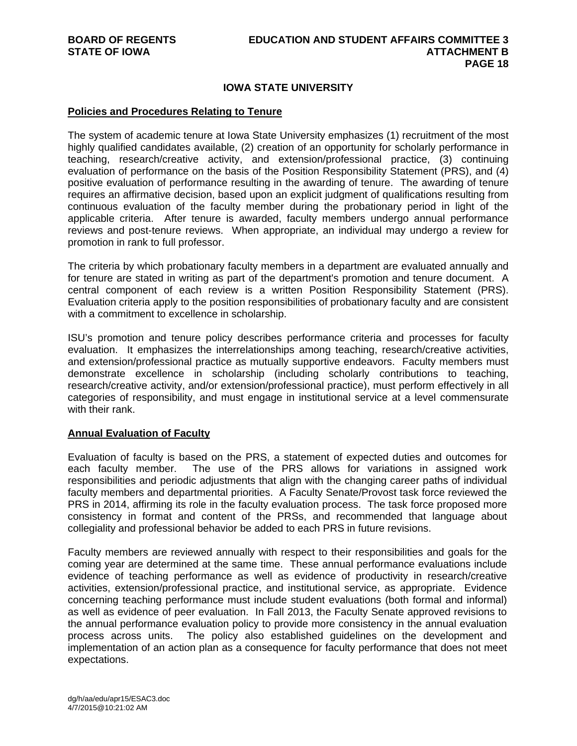## IOWA STATE UNIVERSITY

**Policies and Procedures Relating to Tenure**

The system of academic tenure at Iowa State University emphasizes (1) recruitment of the most highly qualified candidates available, (2) creation of an opportunity for scholarly performance in teaching, research/creative activity, and extension/professional practice, (3) continuing evaluation of performance on the basis of the Position Responsibility Statement (PRS), and (4) positive evaluation of performance resulting in the awarding of tenure. The awarding of tenure requires an affirmative decision, based upon an explicit judgment of qualifications resulting from continuous evaluation of the faculty member during the probationary period in light of the applicable criteria. After tenure is awarded, faculty members undergo annual performance reviews and post-tenure reviews. When appropriate, an individual may undergo a review for promotion in rank to full professor.

The criteria by which probationary faculty members in a department are evaluated annually and for tenure are stated in writing as part of the department's promotion and tenure document. A central component of each review is a written Position Responsibility Statement (PRS). Evaluation criteria apply to the position responsibilities of probationary faculty and are consistent with a commitment to excellence in scholarship.

ISU's promotion and tenure policy describes performance criteria and processes for faculty evaluation. It emphasizes the interrelationships among teaching, research/creative activities, and extension/professional practice as mutually supportive endeavors. Faculty members must demonstrate excellence in scholarship (including scholarly contributions to teaching, research/creative activity, and/or extension/professional practice), must perform effectively in all categories of responsibility, and must engage in institutional service at a level commensurate with their rank.

**Annual Evaluation of Faculty**

Evaluation of faculty is based on the PRS, a statement of expected duties and outcomes for each faculty member. The use of the PRS allows for variations in assigned work responsibilities and periodic adjustments that align with the changing career paths of individual faculty members and departmental priorities. A Faculty Senate/Provost task force reviewed the PRS in 2014, affirming its role in the faculty evaluation process. The task force proposed more consistency in format and content of the PRSs, and recommended that language about collegiality and professional behavior be added to each PRS in future revisions.

Faculty members are reviewed annually with respect to their responsibilities and goals for the coming year are determined at the same time. These annual performance evaluations include evidence of teaching performance as well as evidence of productivity in research/creative activities, extension/professional practice, and institutional service, as appropriate. Evidence concerning teaching performance must include student evaluations (both formal and informal) as well as evidence of peer evaluation. In Fall 2013, the Faculty Senate approved revisions to the annual performance evaluation policy to provide more consistency in the annual evaluation process across units. The policy also established guidelines on the development and implementation of an action plan as a consequence for faculty performance that does not meet expectations.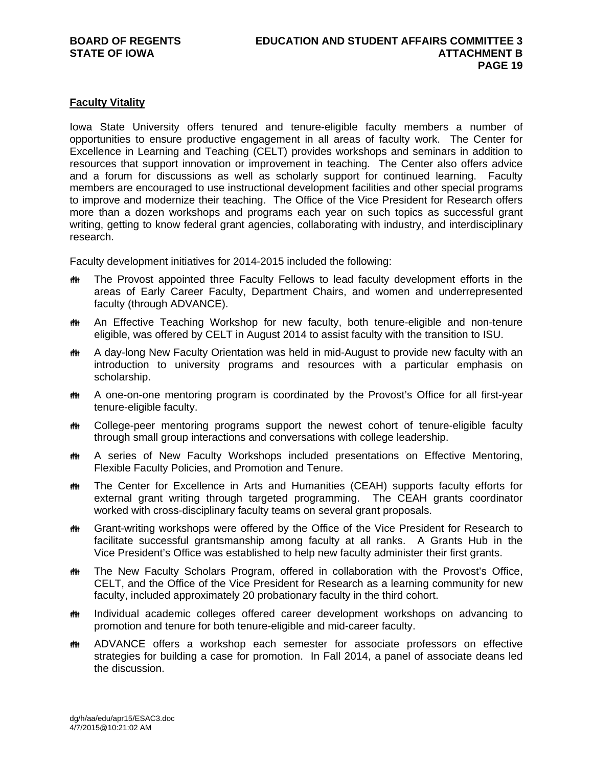## Faculty Vitality

Iowa State University offers tenured and tenure-eligible faculty members a number of opportunities to ensure productive engagement in all areas of faculty work. The Center for Excellence in Learning and Teaching (CELT) provides workshops and seminars in addition to resources that support innovation or improvement in teaching. The Center also offers advice and a forum for discussions as well as scholarly support for continued learning. Faculty members are encouraged to use instructional development facilities and other special programs to improve and modernize their teaching. The Office of the Vice President for Research offers more than a dozen workshops and programs each year on such topics as successful grant writing, getting to know federal grant agencies, collaborating with industry, and interdisciplinary research.

Faculty development initiatives for 2014-2015 included the following:

- The Provost appointed three Faculty Fellows to lead faculty development efforts in the areas of Early Career Faculty, Department Chairs, and women and underrepresented faculty (through ADVANCE).
- An Effective Teaching Workshop for new faculty, both tenure-eligible and non-tenure eligible, was offered by CELT in August 2014 to assist faculty with the transition to ISU.
- A day-long New Faculty Orientation was held in mid-August to provide new faculty with an introduction to university programs and resources with a particular emphasis on scholarship.
- A one-on-one mentoring program is coordinated by the Provost's Office for all first-year tenure-eligible faculty.
- College-peer mentoring programs support the newest cohort of tenure-eligible faculty through small group interactions and conversations with college leadership.
- A series of New Faculty Workshops included presentations on Effective Mentoring, Flexible Faculty Policies, and Promotion and Tenure.
- The Center for Excellence in Arts and Humanities (CEAH) supports faculty efforts for external grant writing through targeted programming. The CEAH grants coordinator worked with cross-disciplinary faculty teams on several grant proposals.
- Grant-writing workshops were offered by the Office of the Vice President for Research to facilitate successful grantsmanship among faculty at all ranks. A Grants Hub in the Vice President's Office was established to help new faculty administer their first grants.
- The New Faculty Scholars Program, offered in collaboration with the Provost's Office, CELT, and the Office of the Vice President for Research as a learning community for new faculty, included approximately 20 probationary faculty in the third cohort.
- Individual academic colleges offered career development workshops on advancing to promotion and tenure for both tenure-eligible and mid-career faculty.
- ADVANCE offers a workshop each semester for associate professors on effective strategies for building a case for promotion. In Fall 2014, a panel of associate deans led the discussion.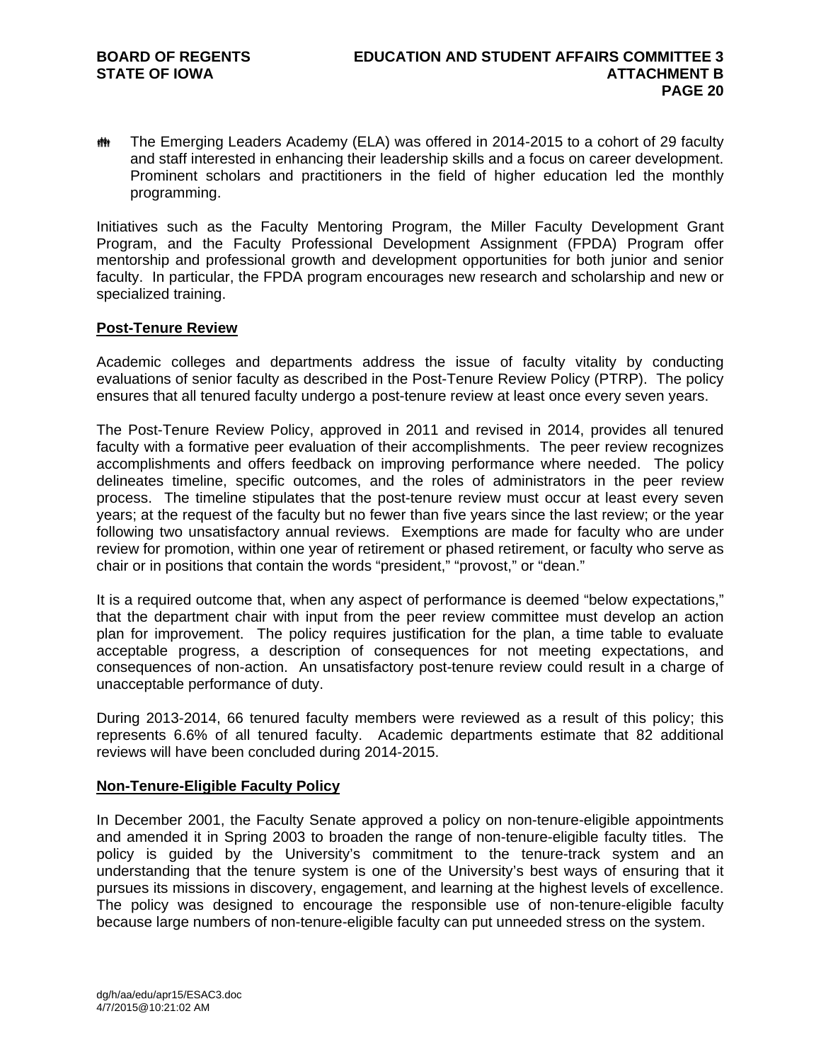- The Emerging Leaders Academy (ELA) was offered in 2014-2015 to a cohort of 29 faculty and staff interested in enhancing their leadership skills and a focus on career development. Prominent scholars and practitioners in the field of higher education led the monthly programming.

Initiatives such as the Faculty Mentoring Program, the Miller Faculty Development Grant Program, and the Faculty Professional Development Assignment (FPDA) Program offer mentorship and professional growth and development opportunities for both junior and senior faculty. In particular, the FPDA program encourages new research and scholarship and new or specialized training.

**Post-Tenure Review**

Academic colleges and departments address the issue of faculty vitality by conducting evaluations of senior faculty as described in the Post-Tenure Review Policy (PTRP). The policy ensures that all tenured faculty undergo a post-tenure review at least once every seven years.

The Post-Tenure Review Policy, approved in 2011 and revised in 2014, provides all tenured faculty with a formative peer evaluation of their accomplishments. The peer review recognizes accomplishments and offers feedback on improving performance where needed. The policy delineates timeline, specific outcomes, and the roles of administrators in the peer review process. The timeline stipulates that the post-tenure review must occur at least every seven years; at the request of the faculty but no fewer than five years since the last review; or the year following two unsatisfactory annual reviews. Exemptions are made for faculty who are under review for promotion, within one year of retirement or phased retirement, or faculty who serve as chair or in positions that contain the words "president," "provost," or "dean."

It is a required outcome that, when any aspect of performance is deemed "below expectations," that the department chair with input from the peer review committee must develop an action plan for improvement. The policy requires justification for the plan, a time table to evaluate acceptable progress, a description of consequences for not meeting expectations, and consequences of non-action. An unsatisfactory post-tenure review could result in a charge of unacceptable performance of duty.

During 2013-2014, 66 tenured faculty members were reviewed as a result of this policy; this represents 6.6% of all tenured faculty. Academic departments estimate that 82 additional reviews will have been concluded during 2014-2015.

**Non-Tenure-Eligible Faculty Policy**

In December 2001, the Faculty Senate approved a policy on non-tenure-eligible appointments and amended it in Spring 2003 to broaden the range of non-tenure-eligible faculty titles. The policy is guided by the University's commitment to the tenure-track system and an understanding that the tenure system is one of the University's best ways of ensuring that it pursues its missions in discovery, engagement, and learning at the highest levels of excellence. The policy was designed to encourage the responsible use of non-tenure-eligible faculty because large numbers of non-tenure-eligible faculty can put unneeded stress on the system.

dg/h/aa/edu/apr15/ESAC3.doc
4/7/2015@10:21:02 AM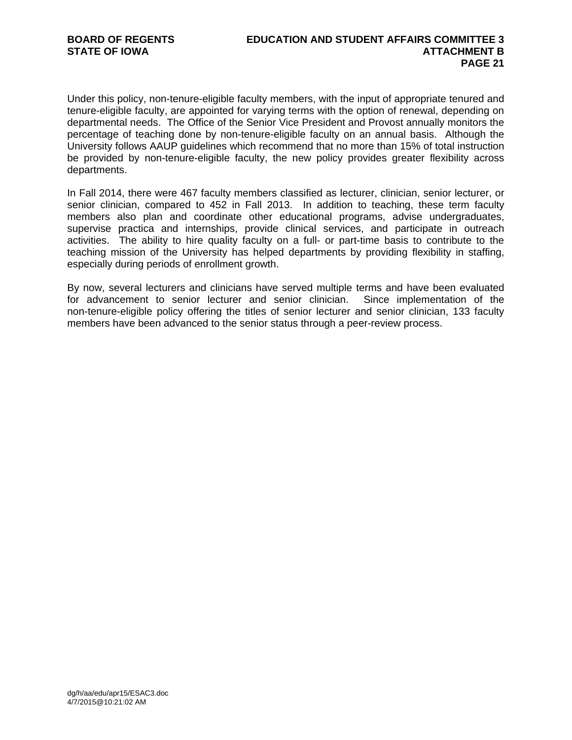Under this policy, non-tenure-eligible faculty members, with the input of appropriate tenured and tenure-eligible faculty, are appointed for varying terms with the option of renewal, depending on departmental needs. The Office of the Senior Vice President and Provost annually monitors the percentage of teaching done by non-tenure-eligible faculty on an annual basis. Although the University follows AAUP guidelines which recommend that no more than 15% of total instruction be provided by non-tenure-eligible faculty, the new policy provides greater flexibility across departments.

In Fall 2014, there were 467 faculty members classified as lecturer, clinician, senior lecturer, or senior clinician, compared to 452 in Fall 2013. In addition to teaching, these term faculty members also plan and coordinate other educational programs, advise undergraduates, supervise practica and internships, provide clinical services, and participate in outreach activities. The ability to hire quality faculty on a full- or part-time basis to contribute to the teaching mission of the University has helped departments by providing flexibility in staffing, especially during periods of enrollment growth.

By now, several lecturers and clinicians have served multiple terms and have been evaluated for advancement to senior lecturer and senior clinician. Since implementation of the non-tenure-eligible policy offering the titles of senior lecturer and senior clinician, 133 faculty members have been advanced to the senior status through a peer-review process.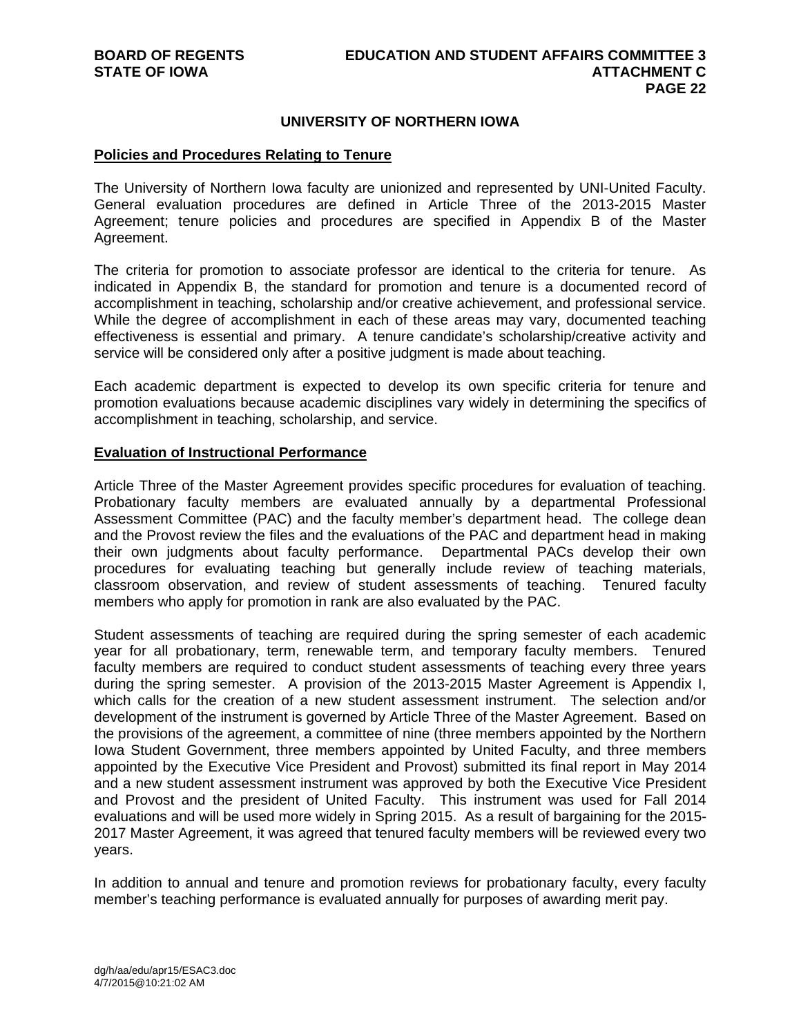## UNIVERSITY OF NORTHERN IOWA

### Policies and Procedures Relating to Tenure

The University of Northern Iowa faculty are unionized and represented by UNI-United Faculty. General evaluation procedures are defined in Article Three of the 2013-2015 Master Agreement; tenure policies and procedures are specified in Appendix B of the Master Agreement.

The criteria for promotion to associate professor are identical to the criteria for tenure. As indicated in Appendix B, the standard for promotion and tenure is a documented record of accomplishment in teaching, scholarship and/or creative achievement, and professional service. While the degree of accomplishment in each of these areas may vary, documented teaching effectiveness is essential and primary. A tenure candidate's scholarship/creative activity and service will be considered only after a positive judgment is made about teaching.

Each academic department is expected to develop its own specific criteria for tenure and promotion evaluations because academic disciplines vary widely in determining the specifics of accomplishment in teaching, scholarship, and service.

### Evaluation of Instructional Performance

Article Three of the Master Agreement provides specific procedures for evaluation of teaching. Probationary faculty members are evaluated annually by a departmental Professional Assessment Committee (PAC) and the faculty member's department head. The college dean and the Provost review the files and the evaluations of the PAC and department head in making their own judgments about faculty performance. Departmental PACs develop their own procedures for evaluating teaching but generally include review of teaching materials, classroom observation, and review of student assessments of teaching. Tenured faculty members who apply for promotion in rank are also evaluated by the PAC.

Student assessments of teaching are required during the spring semester of each academic year for all probationary, term, renewable term, and temporary faculty members. Tenured faculty members are required to conduct student assessments of teaching every three years during the spring semester. A provision of the 2013-2015 Master Agreement is Appendix I, which calls for the creation of a new student assessment instrument. The selection and/or development of the instrument is governed by Article Three of the Master Agreement. Based on the provisions of the agreement, a committee of nine (three members appointed by the Northern Iowa Student Government, three members appointed by United Faculty, and three members appointed by the Executive Vice President and Provost) submitted its final report in May 2014 and a new student assessment instrument was approved by both the Executive Vice President and Provost and the president of United Faculty. This instrument was used for Fall 2014 evaluations and will be used more widely in Spring 2015. As a result of bargaining for the 2015-2017 Master Agreement, it was agreed that tenured faculty members will be reviewed every two years.

In addition to annual and tenure and promotion reviews for probationary faculty, every faculty member's teaching performance is evaluated annually for purposes of awarding merit pay.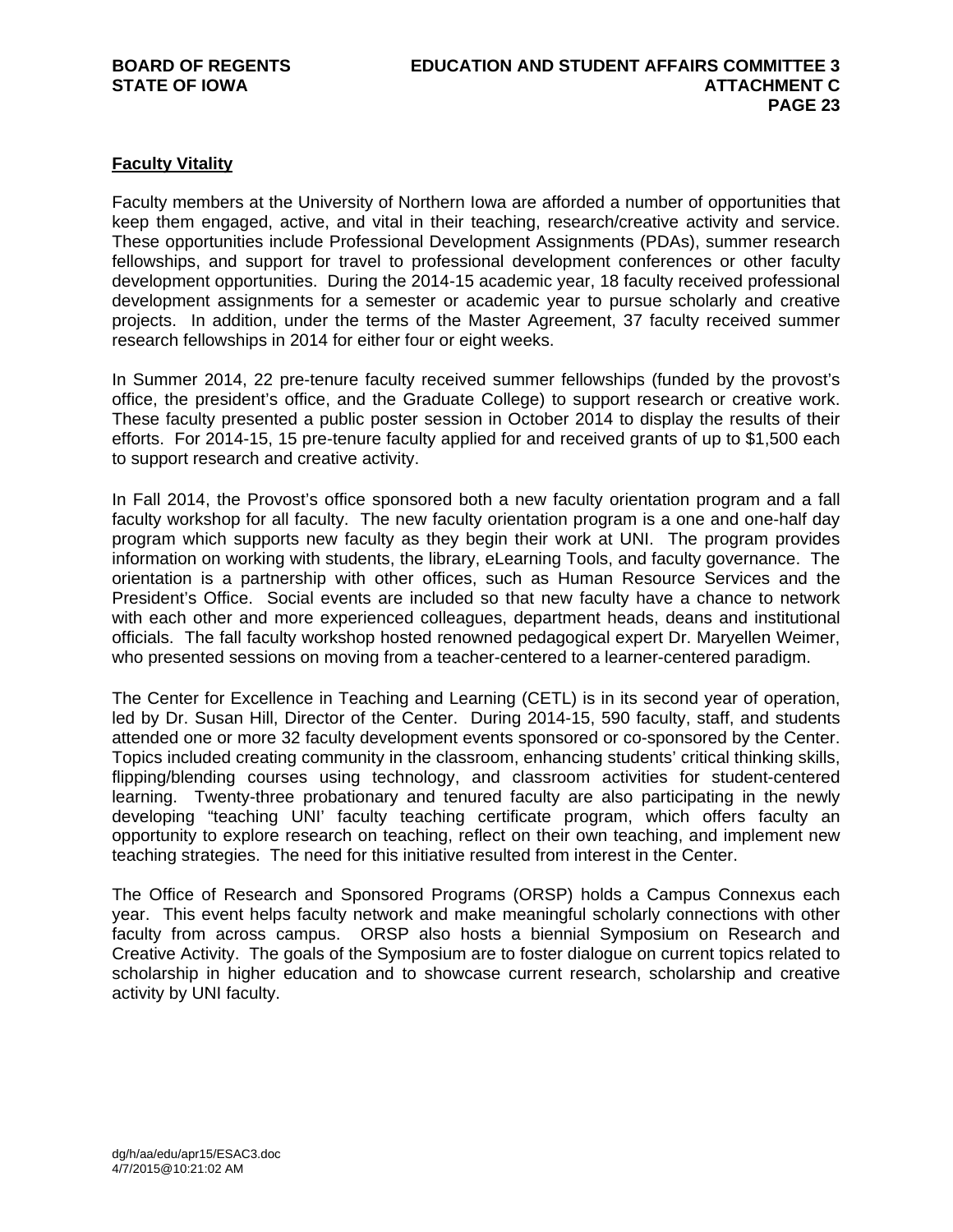**Faculty Vitality**

Faculty members at the University of Northern Iowa are afforded a number of opportunities that keep them engaged, active, and vital in their teaching, research/creative activity and service. These opportunities include Professional Development Assignments (PDAs), summer research fellowships, and support for travel to professional development conferences or other faculty development opportunities. During the 2014-15 academic year, 18 faculty received professional development assignments for a semester or academic year to pursue scholarly and creative projects. In addition, under the terms of the Master Agreement, 37 faculty received summer research fellowships in 2014 for either four or eight weeks.

In Summer 2014, 22 pre-tenure faculty received summer fellowships (funded by the provost's office, the president's office, and the Graduate College) to support research or creative work. These faculty presented a public poster session in October 2014 to display the results of their efforts. For 2014-15, 15 pre-tenure faculty applied for and received grants of up to $1,500 each to support research and creative activity.

In Fall 2014, the Provost's office sponsored both a new faculty orientation program and a fall faculty workshop for all faculty. The new faculty orientation program is a one and one-half day program which supports new faculty as they begin their work at UNI. The program provides information on working with students, the library, eLearning Tools, and faculty governance. The orientation is a partnership with other offices, such as Human Resource Services and the President's Office. Social events are included so that new faculty have a chance to network with each other and more experienced colleagues, department heads, deans and institutional officials. The fall faculty workshop hosted renowned pedagogical expert Dr. Maryellen Weimer, who presented sessions on moving from a teacher-centered to a learner-centered paradigm.

The Center for Excellence in Teaching and Learning (CETL) is in its second year of operation, led by Dr. Susan Hill, Director of the Center. During 2014-15, 590 faculty, staff, and students attended one or more 32 faculty development events sponsored or co-sponsored by the Center. Topics included creating community in the classroom, enhancing students' critical thinking skills, flipping/blending courses using technology, and classroom activities for student-centered learning. Twenty-three probationary and tenured faculty are also participating in the newly developing "teaching UNI' faculty teaching certificate program, which offers faculty an opportunity to explore research on teaching, reflect on their own teaching, and implement new teaching strategies. The need for this initiative resulted from interest in the Center.

The Office of Research and Sponsored Programs (ORSP) holds a Campus Connexus each year. This event helps faculty network and make meaningful scholarly connections with other faculty from across campus. ORSP also hosts a biennial Symposium on Research and Creative Activity. The goals of the Symposium are to foster dialogue on current topics related to scholarship in higher education and to showcase current research, scholarship and creative activity by UNI faculty.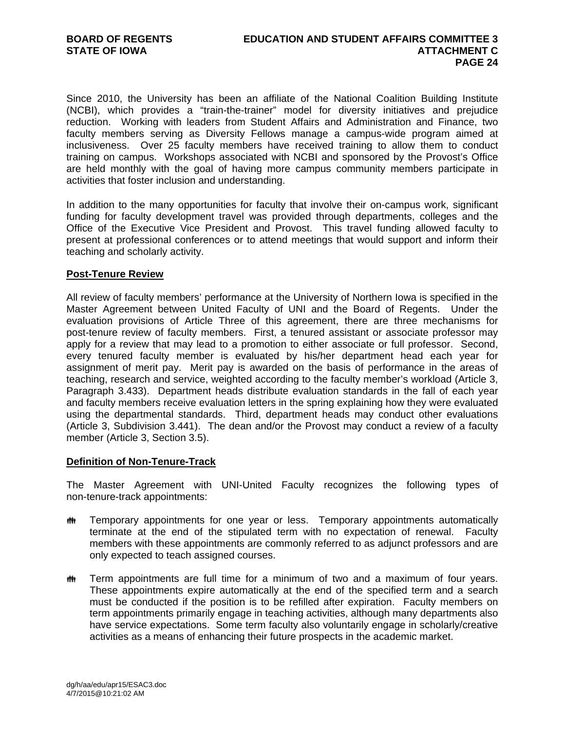Since 2010, the University has been an affiliate of the National Coalition Building Institute (NCBI), which provides a "train-the-trainer" model for diversity initiatives and prejudice reduction. Working with leaders from Student Affairs and Administration and Finance, two faculty members serving as Diversity Fellows manage a campus-wide program aimed at inclusiveness. Over 25 faculty members have received training to allow them to conduct training on campus. Workshops associated with NCBI and sponsored by the Provost's Office are held monthly with the goal of having more campus community members participate in activities that foster inclusion and understanding.

In addition to the many opportunities for faculty that involve their on-campus work, significant funding for faculty development travel was provided through departments, colleges and the Office of the Executive Vice President and Provost. This travel funding allowed faculty to present at professional conferences or to attend meetings that would support and inform their teaching and scholarly activity.

**Post-Tenure Review**

All review of faculty members' performance at the University of Northern Iowa is specified in the Master Agreement between United Faculty of UNI and the Board of Regents. Under the evaluation provisions of Article Three of this agreement, there are three mechanisms for post-tenure review of faculty members. First, a tenured assistant or associate professor may apply for a review that may lead to a promotion to either associate or full professor. Second, every tenured faculty member is evaluated by his/her department head each year for assignment of merit pay. Merit pay is awarded on the basis of performance in the areas of teaching, research and service, weighted according to the faculty member's workload (Article 3, Paragraph 3.433). Department heads distribute evaluation standards in the fall of each year and faculty members receive evaluation letters in the spring explaining how they were evaluated using the departmental standards. Third, department heads may conduct other evaluations (Article 3, Subdivision 3.441). The dean and/or the Provost may conduct a review of a faculty member (Article 3, Section 3.5).

**Definition of Non-Tenure-Track**

The Master Agreement with UNI-United Faculty recognizes the following types of non-tenure-track appointments:

- Temporary appointments for one year or less. Temporary appointments automatically terminate at the end of the stipulated term with no expectation of renewal. Faculty members with these appointments are commonly referred to as adjunct professors and are only expected to teach assigned courses.

- Term appointments are full time for a minimum of two and a maximum of four years. These appointments expire automatically at the end of the specified term and a search must be conducted if the position is to be refilled after expiration. Faculty members on term appointments primarily engage in teaching activities, although many departments also have service expectations. Some term faculty also voluntarily engage in scholarly/creative activities as a means of enhancing their future prospects in the academic market.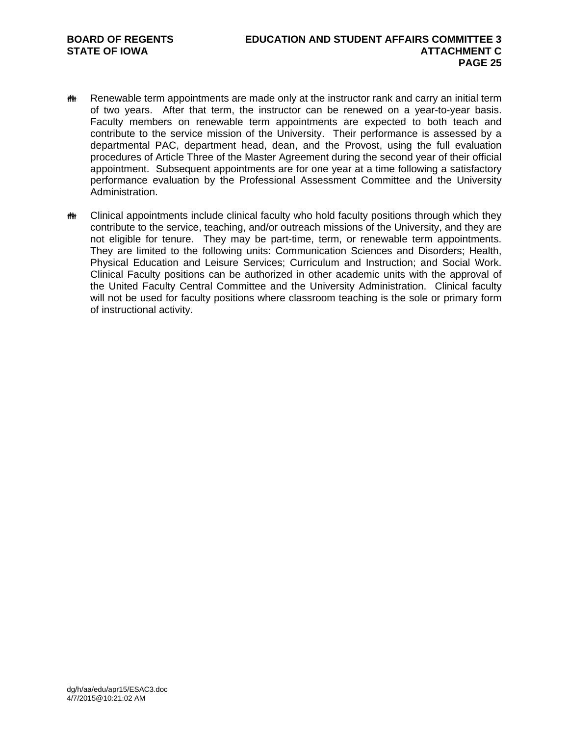- Renewable term appointments are made only at the instructor rank and carry an initial term of two years. After that term, the instructor can be renewed on a year-to-year basis. Faculty members on renewable term appointments are expected to both teach and contribute to the service mission of the University. Their performance is assessed by a departmental PAC, department head, dean, and the Provost, using the full evaluation procedures of Article Three of the Master Agreement during the second year of their official appointment. Subsequent appointments are for one year at a time following a satisfactory performance evaluation by the Professional Assessment Committee and the University Administration.

- Clinical appointments include clinical faculty who hold faculty positions through which they contribute to the service, teaching, and/or outreach missions of the University, and they are not eligible for tenure. They may be part-time, term, or renewable term appointments. They are limited to the following units: Communication Sciences and Disorders; Health, Physical Education and Leisure Services; Curriculum and Instruction; and Social Work. Clinical Faculty positions can be authorized in other academic units with the approval of the United Faculty Central Committee and the University Administration. Clinical faculty will not be used for faculty positions where classroom teaching is the sole or primary form of instructional activity.